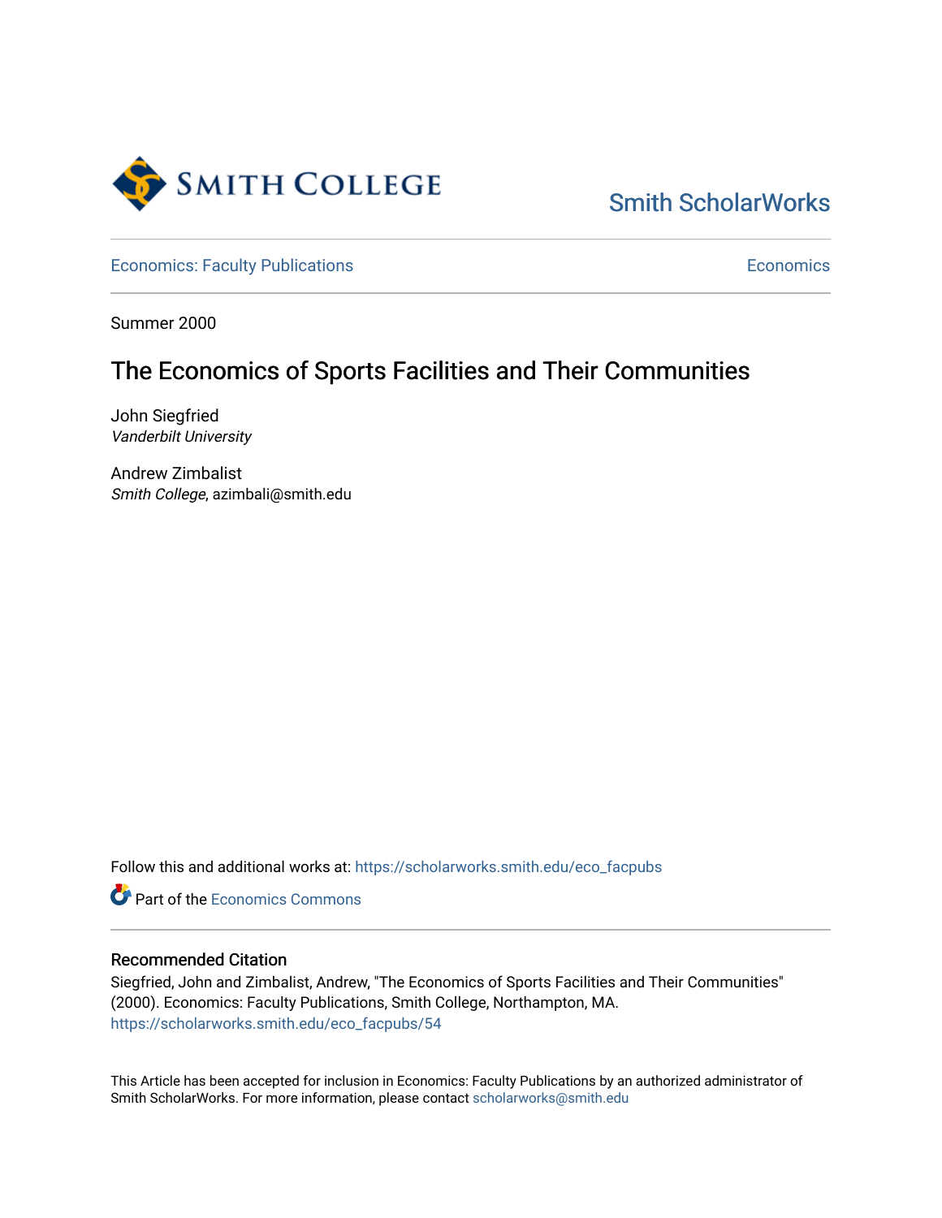Smith College

Smith ScholarWorks

Economics: Faculty Publications

Economics

Summer 2000

# The Economics of Sports Facilities and Their Communities

John Siegfried
*Vanderbilt University*

Andrew Zimbalist
*Smith College*, azimbali@smith.edu

Follow this and additional works at: https://scholarworks.smith.edu/eco_facpubs

Part of the Economics Commons

## Recommended Citation

Siegfried, John and Zimbalist, Andrew, "The Economics of Sports Facilities and Their Communities" (2000). Economics: Faculty Publications, Smith College, Northampton, MA.
https://scholarworks.smith.edu/eco_facpubs/54

This Article has been accepted for inclusion in Economics: Faculty Publications by an authorized administrator of Smith ScholarWorks. For more information, please contact scholarworks@smith.edu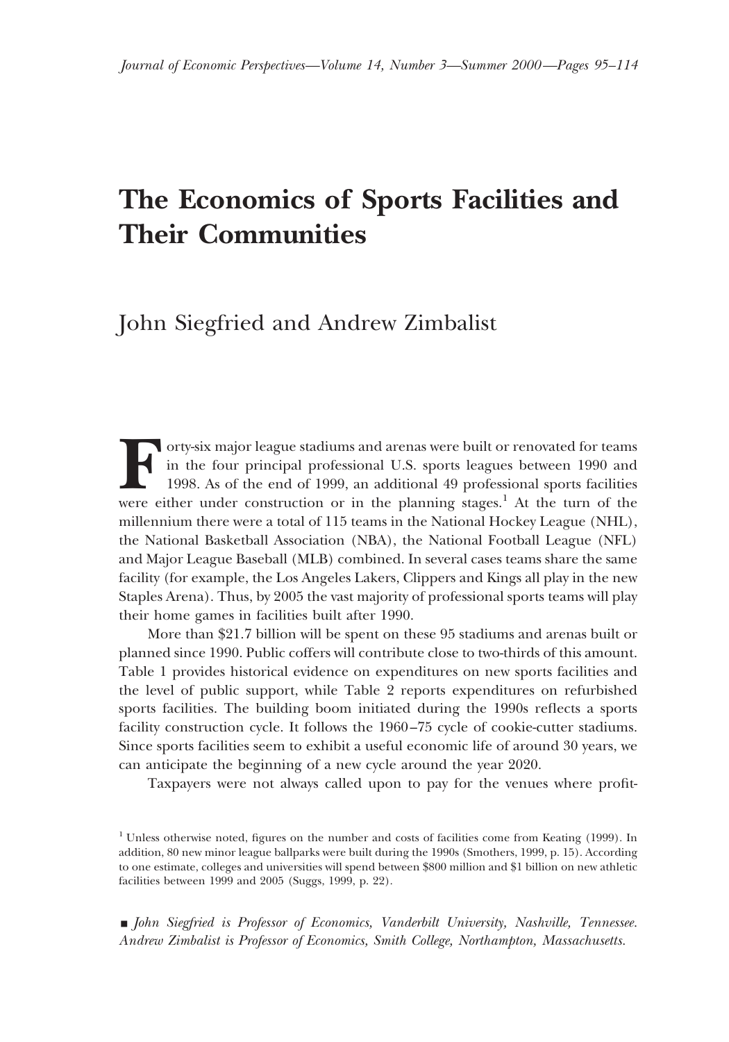# The Economics of Sports Facilities and Their Communities

John Siegfried and Andrew Zimbalist

Forty-six major league stadiums and arenas were built or renovated for teams in the four principal professional U.S. sports leagues between 1990 and 1998. As of the end of 1999, an additional 49 professional sports facilities were either under construction or in the planning stages.[1] At the turn of the millennium there were a total of 115 teams in the National Hockey League (NHL), the National Basketball Association (NBA), the National Football League (NFL) and Major League Baseball (MLB) combined. In several cases teams share the same facility (for example, the Los Angeles Lakers, Clippers and Kings all play in the new Staples Arena). Thus, by 2005 the vast majority of professional sports teams will play their home games in facilities built after 1990.

More than $21.7 billion will be spent on these 95 stadiums and arenas built or planned since 1990. Public coffers will contribute close to two-thirds of this amount. Table 1 provides historical evidence on expenditures on new sports facilities and the level of public support, while Table 2 reports expenditures on refurbished sports facilities. The building boom initiated during the 1990s reflects a sports facility construction cycle. It follows the 1960–75 cycle of cookie-cutter stadiums. Since sports facilities seem to exhibit a useful economic life of around 30 years, we can anticipate the beginning of a new cycle around the year 2020.

Taxpayers were not always called upon to pay for the venues where profit-

[1] Unless otherwise noted, figures on the number and costs of facilities come from Keating (1999). In addition, 80 new minor league ballparks were built during the 1990s (Smothers, 1999, p. 15). According to one estimate, colleges and universities will spend between $800 million and $1 billion on new athletic facilities between 1999 and 2005 (Suggs, 1999, p. 22).

■ *John Siegfried is Professor of Economics, Vanderbilt University, Nashville, Tennessee. Andrew Zimbalist is Professor of Economics, Smith College, Northampton, Massachusetts.*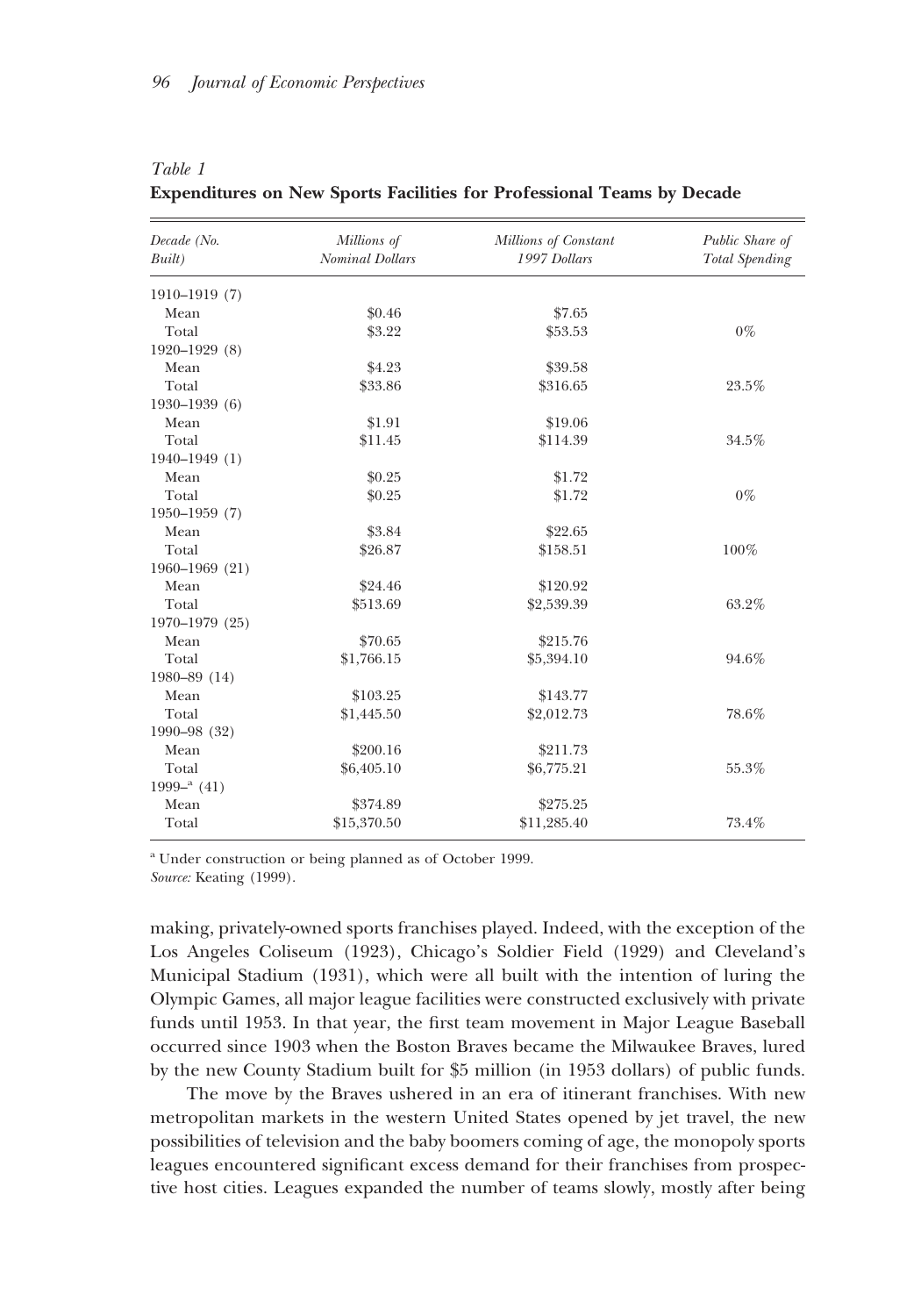*Table 1*
**Expenditures on New Sports Facilities for Professional Teams by Decade**

| *Decade (No. Built)* | *Millions of Nominal Dollars* | *Millions of Constant 1997 Dollars* | *Public Share of Total Spending* |
|---|---|---|---|
| 1910–1919 (7) | | | |
| Mean | \$0.46 | \$7.65 | |
| Total | \$3.22 | \$53.53 | 0% |
| 1920–1929 (8) | | | |
| Mean | \$4.23 | \$39.58 | |
| Total | \$33.86 | \$316.65 | 23.5% |
| 1930–1939 (6) | | | |
| Mean | \$1.91 | \$19.06 | |
| Total | \$11.45 | \$114.39 | 34.5% |
| 1940–1949 (1) | | | |
| Mean | \$0.25 | \$1.72 | |
| Total | \$0.25 | \$1.72 | 0% |
| 1950–1959 (7) | | | |
| Mean | \$3.84 | \$22.65 | |
| Total | \$26.87 | \$158.51 | 100% |
| 1960–1969 (21) | | | |
| Mean | \$24.46 | \$120.92 | |
| Total | \$513.69 | \$2,539.39 | 63.2% |
| 1970–1979 (25) | | | |
| Mean | \$70.65 | \$215.76 | |
| Total | \$1,766.15 | \$5,394.10 | 94.6% |
| 1980–89 (14) | | | |
| Mean | \$103.25 | \$143.77 | |
| Total | \$1,445.50 | \$2,012.73 | 78.6% |
| 1990–98 (32) | | | |
| Mean | \$200.16 | \$211.73 | |
| Total | \$6,405.10 | \$6,775.21 | 55.3% |
| 1999–[a] (41) | | | |
| Mean | \$374.89 | \$275.25 | |
| Total | \$15,370.50 | \$11,285.40 | 73.4% |

[a] Under construction or being planned as of October 1999.
*Source:* Keating (1999).

making, privately-owned sports franchises played. Indeed, with the exception of the Los Angeles Coliseum (1923), Chicago's Soldier Field (1929) and Cleveland's Municipal Stadium (1931), which were all built with the intention of luring the Olympic Games, all major league facilities were constructed exclusively with private funds until 1953. In that year, the first team movement in Major League Baseball occurred since 1903 when the Boston Braves became the Milwaukee Braves, lured by the new County Stadium built for \$5 million (in 1953 dollars) of public funds.

The move by the Braves ushered in an era of itinerant franchises. With new metropolitan markets in the western United States opened by jet travel, the new possibilities of television and the baby boomers coming of age, the monopoly sports leagues encountered significant excess demand for their franchises from prospective host cities. Leagues expanded the number of teams slowly, mostly after being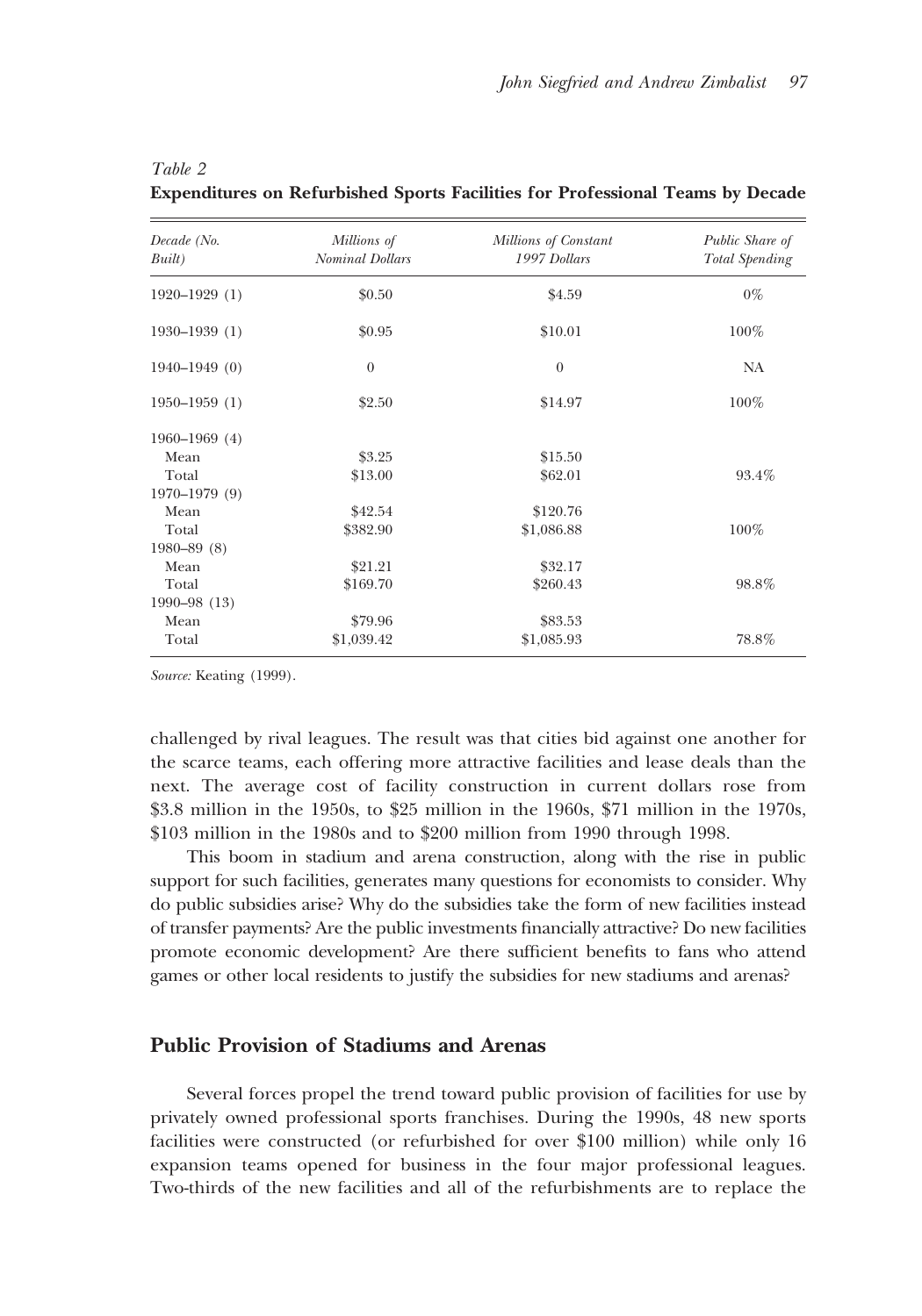*Table 2*
**Expenditures on Refurbished Sports Facilities for Professional Teams by Decade**

| *Decade (No. Built)* | *Millions of Nominal Dollars* | *Millions of Constant 1997 Dollars* | *Public Share of Total Spending* |
|---|---|---|---|
| 1920–1929 (1) | $0.50 | $4.59 | 0% |
| 1930–1939 (1) | $0.95 | $10.01 | 100% |
| 1940–1949 (0) | 0 | 0 | NA |
| 1950–1959 (1) | $2.50 | $14.97 | 100% |
| 1960–1969 (4) | | | |
| Mean | $3.25 | $15.50 | |
| Total | $13.00 | $62.01 | 93.4% |
| 1970–1979 (9) | | | |
| Mean | $42.54 | $120.76 | |
| Total | $382.90 | $1,086.88 | 100% |
| 1980–89 (8) | | | |
| Mean | $21.21 | $32.17 | |
| Total | $169.70 | $260.43 | 98.8% |
| 1990–98 (13) | | | |
| Mean | $79.96 | $83.53 | |
| Total | $1,039.42 | $1,085.93 | 78.8% |

*Source:* Keating (1999).

challenged by rival leagues. The result was that cities bid against one another for the scarce teams, each offering more attractive facilities and lease deals than the next. The average cost of facility construction in current dollars rose from $3.8 million in the 1950s, to $25 million in the 1960s, $71 million in the 1970s, $103 million in the 1980s and to $200 million from 1990 through 1998.

This boom in stadium and arena construction, along with the rise in public support for such facilities, generates many questions for economists to consider. Why do public subsidies arise? Why do the subsidies take the form of new facilities instead of transfer payments? Are the public investments financially attractive? Do new facilities promote economic development? Are there sufficient benefits to fans who attend games or other local residents to justify the subsidies for new stadiums and arenas?

## Public Provision of Stadiums and Arenas

Several forces propel the trend toward public provision of facilities for use by privately owned professional sports franchises. During the 1990s, 48 new sports facilities were constructed (or refurbished for over $100 million) while only 16 expansion teams opened for business in the four major professional leagues. Two-thirds of the new facilities and all of the refurbishments are to replace the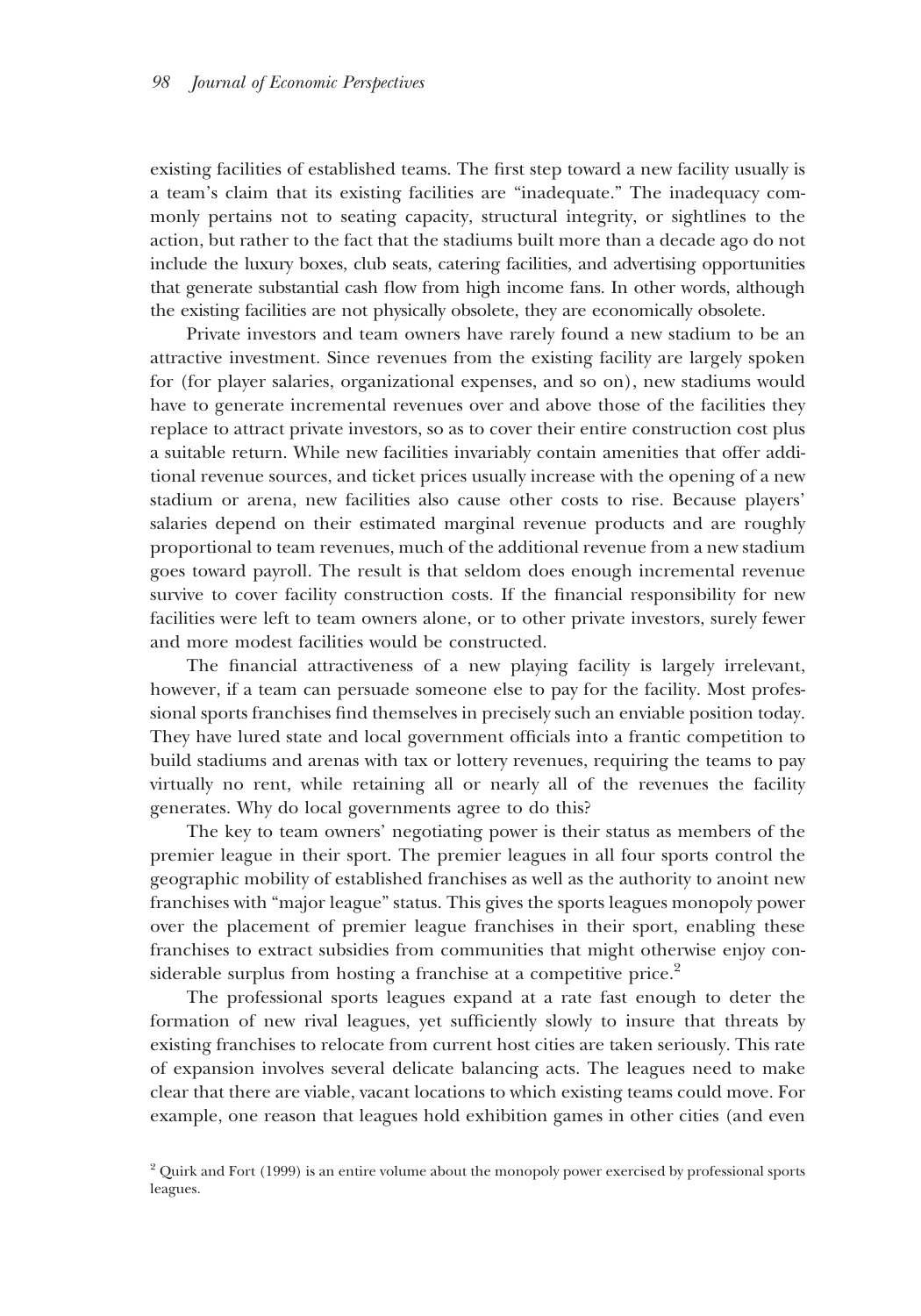existing facilities of established teams. The first step toward a new facility usually is a team's claim that its existing facilities are "inadequate." The inadequacy commonly pertains not to seating capacity, structural integrity, or sightlines to the action, but rather to the fact that the stadiums built more than a decade ago do not include the luxury boxes, club seats, catering facilities, and advertising opportunities that generate substantial cash flow from high income fans. In other words, although the existing facilities are not physically obsolete, they are economically obsolete.

Private investors and team owners have rarely found a new stadium to be an attractive investment. Since revenues from the existing facility are largely spoken for (for player salaries, organizational expenses, and so on), new stadiums would have to generate incremental revenues over and above those of the facilities they replace to attract private investors, so as to cover their entire construction cost plus a suitable return. While new facilities invariably contain amenities that offer additional revenue sources, and ticket prices usually increase with the opening of a new stadium or arena, new facilities also cause other costs to rise. Because players' salaries depend on their estimated marginal revenue products and are roughly proportional to team revenues, much of the additional revenue from a new stadium goes toward payroll. The result is that seldom does enough incremental revenue survive to cover facility construction costs. If the financial responsibility for new facilities were left to team owners alone, or to other private investors, surely fewer and more modest facilities would be constructed.

The financial attractiveness of a new playing facility is largely irrelevant, however, if a team can persuade someone else to pay for the facility. Most professional sports franchises find themselves in precisely such an enviable position today. They have lured state and local government officials into a frantic competition to build stadiums and arenas with tax or lottery revenues, requiring the teams to pay virtually no rent, while retaining all or nearly all of the revenues the facility generates. Why do local governments agree to do this?

The key to team owners' negotiating power is their status as members of the premier league in their sport. The premier leagues in all four sports control the geographic mobility of established franchises as well as the authority to anoint new franchises with "major league" status. This gives the sports leagues monopoly power over the placement of premier league franchises in their sport, enabling these franchises to extract subsidies from communities that might otherwise enjoy considerable surplus from hosting a franchise at a competitive price.[2]

The professional sports leagues expand at a rate fast enough to deter the formation of new rival leagues, yet sufficiently slowly to insure that threats by existing franchises to relocate from current host cities are taken seriously. This rate of expansion involves several delicate balancing acts. The leagues need to make clear that there are viable, vacant locations to which existing teams could move. For example, one reason that leagues hold exhibition games in other cities (and even

[2] Quirk and Fort (1999) is an entire volume about the monopoly power exercised by professional sports leagues.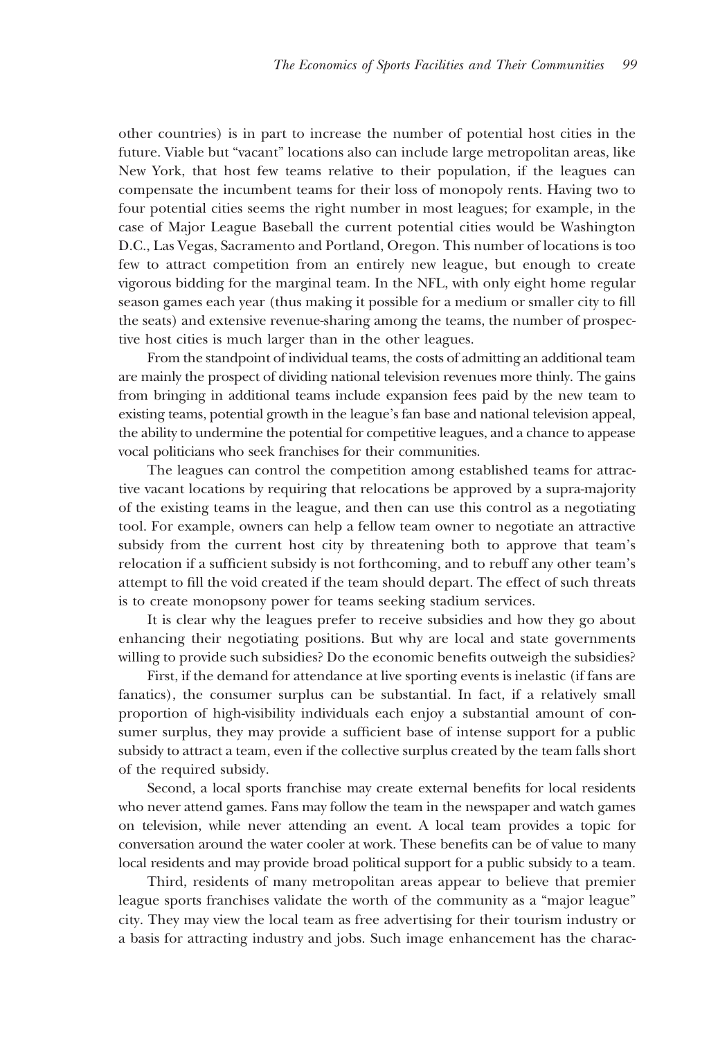other countries) is in part to increase the number of potential host cities in the future. Viable but "vacant" locations also can include large metropolitan areas, like New York, that host few teams relative to their population, if the leagues can compensate the incumbent teams for their loss of monopoly rents. Having two to four potential cities seems the right number in most leagues; for example, in the case of Major League Baseball the current potential cities would be Washington D.C., Las Vegas, Sacramento and Portland, Oregon. This number of locations is too few to attract competition from an entirely new league, but enough to create vigorous bidding for the marginal team. In the NFL, with only eight home regular season games each year (thus making it possible for a medium or smaller city to fill the seats) and extensive revenue-sharing among the teams, the number of prospective host cities is much larger than in the other leagues.

From the standpoint of individual teams, the costs of admitting an additional team are mainly the prospect of dividing national television revenues more thinly. The gains from bringing in additional teams include expansion fees paid by the new team to existing teams, potential growth in the league's fan base and national television appeal, the ability to undermine the potential for competitive leagues, and a chance to appease vocal politicians who seek franchises for their communities.

The leagues can control the competition among established teams for attractive vacant locations by requiring that relocations be approved by a supra-majority of the existing teams in the league, and then can use this control as a negotiating tool. For example, owners can help a fellow team owner to negotiate an attractive subsidy from the current host city by threatening both to approve that team's relocation if a sufficient subsidy is not forthcoming, and to rebuff any other team's attempt to fill the void created if the team should depart. The effect of such threats is to create monopsony power for teams seeking stadium services.

It is clear why the leagues prefer to receive subsidies and how they go about enhancing their negotiating positions. But why are local and state governments willing to provide such subsidies? Do the economic benefits outweigh the subsidies?

First, if the demand for attendance at live sporting events is inelastic (if fans are fanatics), the consumer surplus can be substantial. In fact, if a relatively small proportion of high-visibility individuals each enjoy a substantial amount of consumer surplus, they may provide a sufficient base of intense support for a public subsidy to attract a team, even if the collective surplus created by the team falls short of the required subsidy.

Second, a local sports franchise may create external benefits for local residents who never attend games. Fans may follow the team in the newspaper and watch games on television, while never attending an event. A local team provides a topic for conversation around the water cooler at work. These benefits can be of value to many local residents and may provide broad political support for a public subsidy to a team.

Third, residents of many metropolitan areas appear to believe that premier league sports franchises validate the worth of the community as a "major league" city. They may view the local team as free advertising for their tourism industry or a basis for attracting industry and jobs. Such image enhancement has the charac-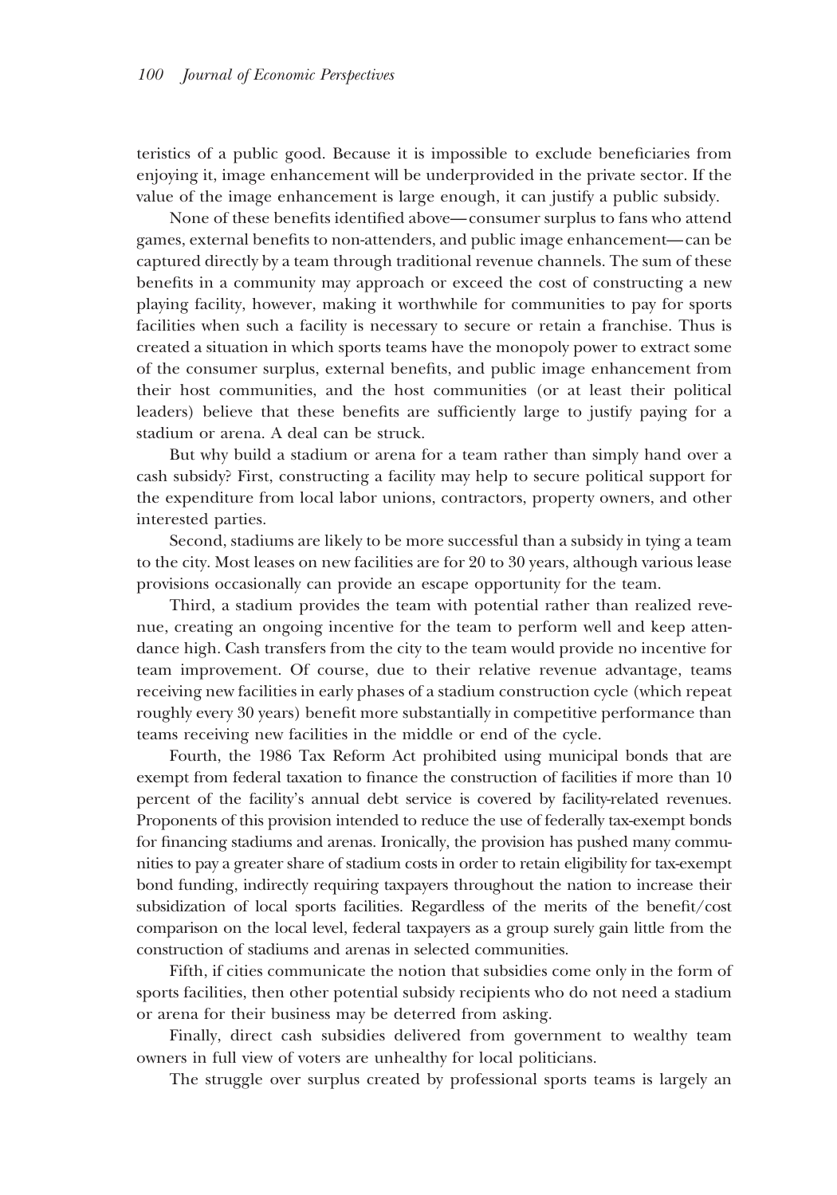teristics of a public good. Because it is impossible to exclude beneficiaries from enjoying it, image enhancement will be underprovided in the private sector. If the value of the image enhancement is large enough, it can justify a public subsidy.

None of these benefits identified above—consumer surplus to fans who attend games, external benefits to non-attenders, and public image enhancement—can be captured directly by a team through traditional revenue channels. The sum of these benefits in a community may approach or exceed the cost of constructing a new playing facility, however, making it worthwhile for communities to pay for sports facilities when such a facility is necessary to secure or retain a franchise. Thus is created a situation in which sports teams have the monopoly power to extract some of the consumer surplus, external benefits, and public image enhancement from their host communities, and the host communities (or at least their political leaders) believe that these benefits are sufficiently large to justify paying for a stadium or arena. A deal can be struck.

But why build a stadium or arena for a team rather than simply hand over a cash subsidy? First, constructing a facility may help to secure political support for the expenditure from local labor unions, contractors, property owners, and other interested parties.

Second, stadiums are likely to be more successful than a subsidy in tying a team to the city. Most leases on new facilities are for 20 to 30 years, although various lease provisions occasionally can provide an escape opportunity for the team.

Third, a stadium provides the team with potential rather than realized revenue, creating an ongoing incentive for the team to perform well and keep attendance high. Cash transfers from the city to the team would provide no incentive for team improvement. Of course, due to their relative revenue advantage, teams receiving new facilities in early phases of a stadium construction cycle (which repeat roughly every 30 years) benefit more substantially in competitive performance than teams receiving new facilities in the middle or end of the cycle.

Fourth, the 1986 Tax Reform Act prohibited using municipal bonds that are exempt from federal taxation to finance the construction of facilities if more than 10 percent of the facility's annual debt service is covered by facility-related revenues. Proponents of this provision intended to reduce the use of federally tax-exempt bonds for financing stadiums and arenas. Ironically, the provision has pushed many communities to pay a greater share of stadium costs in order to retain eligibility for tax-exempt bond funding, indirectly requiring taxpayers throughout the nation to increase their subsidization of local sports facilities. Regardless of the merits of the benefit/cost comparison on the local level, federal taxpayers as a group surely gain little from the construction of stadiums and arenas in selected communities.

Fifth, if cities communicate the notion that subsidies come only in the form of sports facilities, then other potential subsidy recipients who do not need a stadium or arena for their business may be deterred from asking.

Finally, direct cash subsidies delivered from government to wealthy team owners in full view of voters are unhealthy for local politicians.

The struggle over surplus created by professional sports teams is largely an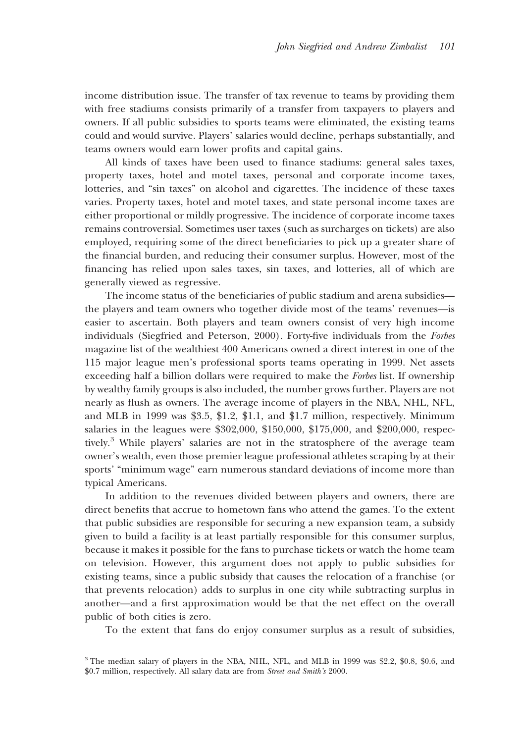income distribution issue. The transfer of tax revenue to teams by providing them with free stadiums consists primarily of a transfer from taxpayers to players and owners. If all public subsidies to sports teams were eliminated, the existing teams could and would survive. Players' salaries would decline, perhaps substantially, and teams owners would earn lower profits and capital gains.

All kinds of taxes have been used to finance stadiums: general sales taxes, property taxes, hotel and motel taxes, personal and corporate income taxes, lotteries, and "sin taxes" on alcohol and cigarettes. The incidence of these taxes varies. Property taxes, hotel and motel taxes, and state personal income taxes are either proportional or mildly progressive. The incidence of corporate income taxes remains controversial. Sometimes user taxes (such as surcharges on tickets) are also employed, requiring some of the direct beneficiaries to pick up a greater share of the financial burden, and reducing their consumer surplus. However, most of the financing has relied upon sales taxes, sin taxes, and lotteries, all of which are generally viewed as regressive.

The income status of the beneficiaries of public stadium and arena subsidies—the players and team owners who together divide most of the teams' revenues—is easier to ascertain. Both players and team owners consist of very high income individuals (Siegfried and Peterson, 2000). Forty-five individuals from the *Forbes* magazine list of the wealthiest 400 Americans owned a direct interest in one of the 115 major league men's professional sports teams operating in 1999. Net assets exceeding half a billion dollars were required to make the *Forbes* list. If ownership by wealthy family groups is also included, the number grows further. Players are not nearly as flush as owners. The average income of players in the NBA, NHL, NFL, and MLB in 1999 was \$3.5, \$1.2, \$1.1, and \$1.7 million, respectively. Minimum salaries in the leagues were \$302,000, \$150,000, \$175,000, and \$200,000, respectively.[3] While players' salaries are not in the stratosphere of the average team owner's wealth, even those premier league professional athletes scraping by at their sports' "minimum wage" earn numerous standard deviations of income more than typical Americans.

In addition to the revenues divided between players and owners, there are direct benefits that accrue to hometown fans who attend the games. To the extent that public subsidies are responsible for securing a new expansion team, a subsidy given to build a facility is at least partially responsible for this consumer surplus, because it makes it possible for the fans to purchase tickets or watch the home team on television. However, this argument does not apply to public subsidies for existing teams, since a public subsidy that causes the relocation of a franchise (or that prevents relocation) adds to surplus in one city while subtracting surplus in another—and a first approximation would be that the net effect on the overall public of both cities is zero.

To the extent that fans do enjoy consumer surplus as a result of subsidies,

[3] The median salary of players in the NBA, NHL, NFL, and MLB in 1999 was \$2.2, \$0.8, \$0.6, and \$0.7 million, respectively. All salary data are from *Street and Smith's* 2000.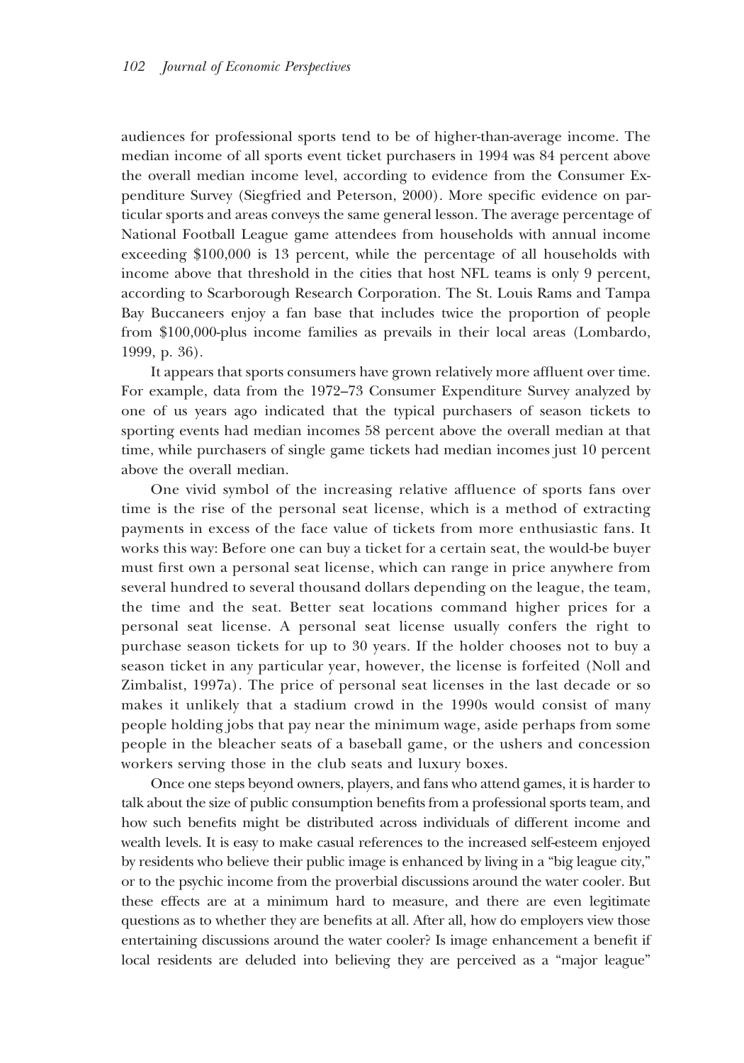audiences for professional sports tend to be of higher-than-average income. The median income of all sports event ticket purchasers in 1994 was 84 percent above the overall median income level, according to evidence from the Consumer Expenditure Survey (Siegfried and Peterson, 2000). More specific evidence on particular sports and areas conveys the same general lesson. The average percentage of National Football League game attendees from households with annual income exceeding $100,000 is 13 percent, while the percentage of all households with income above that threshold in the cities that host NFL teams is only 9 percent, according to Scarborough Research Corporation. The St. Louis Rams and Tampa Bay Buccaneers enjoy a fan base that includes twice the proportion of people from $100,000-plus income families as prevails in their local areas (Lombardo, 1999, p. 36).

It appears that sports consumers have grown relatively more affluent over time. For example, data from the 1972–73 Consumer Expenditure Survey analyzed by one of us years ago indicated that the typical purchasers of season tickets to sporting events had median incomes 58 percent above the overall median at that time, while purchasers of single game tickets had median incomes just 10 percent above the overall median.

One vivid symbol of the increasing relative affluence of sports fans over time is the rise of the personal seat license, which is a method of extracting payments in excess of the face value of tickets from more enthusiastic fans. It works this way: Before one can buy a ticket for a certain seat, the would-be buyer must first own a personal seat license, which can range in price anywhere from several hundred to several thousand dollars depending on the league, the team, the time and the seat. Better seat locations command higher prices for a personal seat license. A personal seat license usually confers the right to purchase season tickets for up to 30 years. If the holder chooses not to buy a season ticket in any particular year, however, the license is forfeited (Noll and Zimbalist, 1997a). The price of personal seat licenses in the last decade or so makes it unlikely that a stadium crowd in the 1990s would consist of many people holding jobs that pay near the minimum wage, aside perhaps from some people in the bleacher seats of a baseball game, or the ushers and concession workers serving those in the club seats and luxury boxes.

Once one steps beyond owners, players, and fans who attend games, it is harder to talk about the size of public consumption benefits from a professional sports team, and how such benefits might be distributed across individuals of different income and wealth levels. It is easy to make casual references to the increased self-esteem enjoyed by residents who believe their public image is enhanced by living in a "big league city," or to the psychic income from the proverbial discussions around the water cooler. But these effects are at a minimum hard to measure, and there are even legitimate questions as to whether they are benefits at all. After all, how do employers view those entertaining discussions around the water cooler? Is image enhancement a benefit if local residents are deluded into believing they are perceived as a "major league"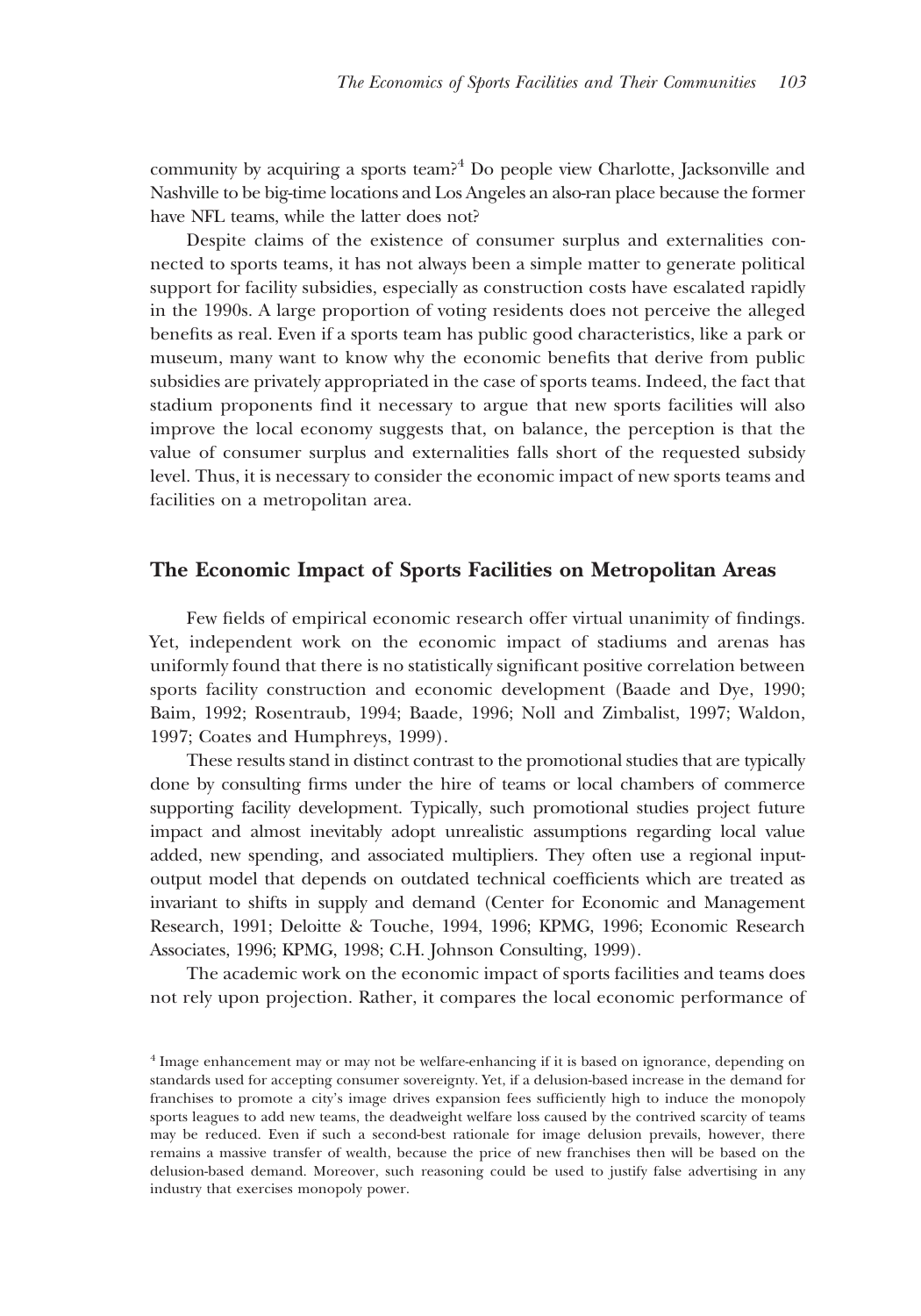community by acquiring a sports team?[4] Do people view Charlotte, Jacksonville and Nashville to be big-time locations and Los Angeles an also-ran place because the former have NFL teams, while the latter does not?

Despite claims of the existence of consumer surplus and externalities connected to sports teams, it has not always been a simple matter to generate political support for facility subsidies, especially as construction costs have escalated rapidly in the 1990s. A large proportion of voting residents does not perceive the alleged benefits as real. Even if a sports team has public good characteristics, like a park or museum, many want to know why the economic benefits that derive from public subsidies are privately appropriated in the case of sports teams. Indeed, the fact that stadium proponents find it necessary to argue that new sports facilities will also improve the local economy suggests that, on balance, the perception is that the value of consumer surplus and externalities falls short of the requested subsidy level. Thus, it is necessary to consider the economic impact of new sports teams and facilities on a metropolitan area.

## The Economic Impact of Sports Facilities on Metropolitan Areas

Few fields of empirical economic research offer virtual unanimity of findings. Yet, independent work on the economic impact of stadiums and arenas has uniformly found that there is no statistically significant positive correlation between sports facility construction and economic development (Baade and Dye, 1990; Baim, 1992; Rosentraub, 1994; Baade, 1996; Noll and Zimbalist, 1997; Waldon, 1997; Coates and Humphreys, 1999).

These results stand in distinct contrast to the promotional studies that are typically done by consulting firms under the hire of teams or local chambers of commerce supporting facility development. Typically, such promotional studies project future impact and almost inevitably adopt unrealistic assumptions regarding local value added, new spending, and associated multipliers. They often use a regional input-output model that depends on outdated technical coefficients which are treated as invariant to shifts in supply and demand (Center for Economic and Management Research, 1991; Deloitte & Touche, 1994, 1996; KPMG, 1996; Economic Research Associates, 1996; KPMG, 1998; C.H. Johnson Consulting, 1999).

The academic work on the economic impact of sports facilities and teams does not rely upon projection. Rather, it compares the local economic performance of

[4] Image enhancement may or may not be welfare-enhancing if it is based on ignorance, depending on standards used for accepting consumer sovereignty. Yet, if a delusion-based increase in the demand for franchises to promote a city's image drives expansion fees sufficiently high to induce the monopoly sports leagues to add new teams, the deadweight welfare loss caused by the contrived scarcity of teams may be reduced. Even if such a second-best rationale for image delusion prevails, however, there remains a massive transfer of wealth, because the price of new franchises then will be based on the delusion-based demand. Moreover, such reasoning could be used to justify false advertising in any industry that exercises monopoly power.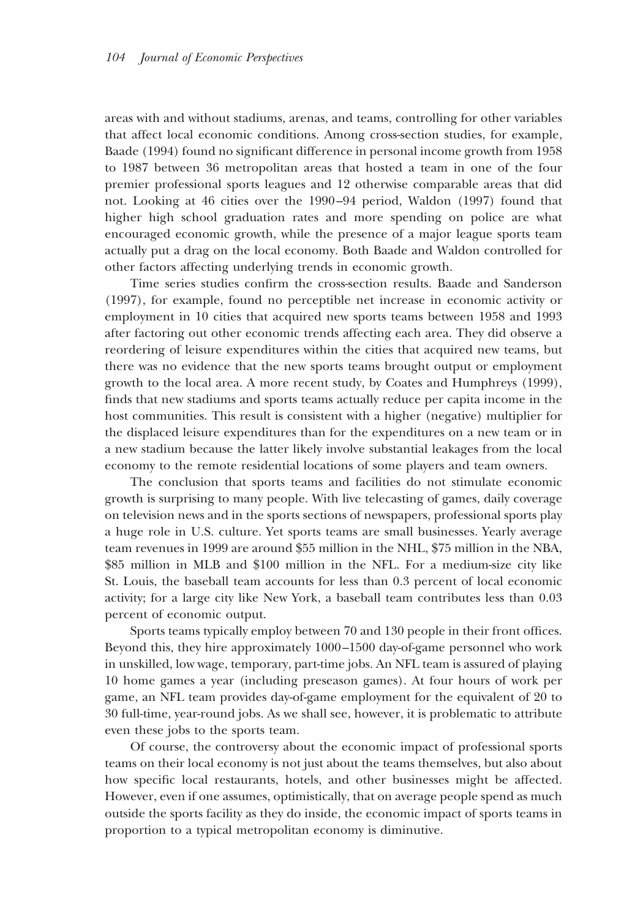areas with and without stadiums, arenas, and teams, controlling for other variables that affect local economic conditions. Among cross-section studies, for example, Baade (1994) found no significant difference in personal income growth from 1958 to 1987 between 36 metropolitan areas that hosted a team in one of the four premier professional sports leagues and 12 otherwise comparable areas that did not. Looking at 46 cities over the 1990–94 period, Waldon (1997) found that higher high school graduation rates and more spending on police are what encouraged economic growth, while the presence of a major league sports team actually put a drag on the local economy. Both Baade and Waldon controlled for other factors affecting underlying trends in economic growth.

Time series studies confirm the cross-section results. Baade and Sanderson (1997), for example, found no perceptible net increase in economic activity or employment in 10 cities that acquired new sports teams between 1958 and 1993 after factoring out other economic trends affecting each area. They did observe a reordering of leisure expenditures within the cities that acquired new teams, but there was no evidence that the new sports teams brought output or employment growth to the local area. A more recent study, by Coates and Humphreys (1999), finds that new stadiums and sports teams actually reduce per capita income in the host communities. This result is consistent with a higher (negative) multiplier for the displaced leisure expenditures than for the expenditures on a new team or in a new stadium because the latter likely involve substantial leakages from the local economy to the remote residential locations of some players and team owners.

The conclusion that sports teams and facilities do not stimulate economic growth is surprising to many people. With live telecasting of games, daily coverage on television news and in the sports sections of newspapers, professional sports play a huge role in U.S. culture. Yet sports teams are small businesses. Yearly average team revenues in 1999 are around \$55 million in the NHL, \$75 million in the NBA, \$85 million in MLB and \$100 million in the NFL. For a medium-size city like St. Louis, the baseball team accounts for less than 0.3 percent of local economic activity; for a large city like New York, a baseball team contributes less than 0.03 percent of economic output.

Sports teams typically employ between 70 and 130 people in their front offices. Beyond this, they hire approximately 1000–1500 day-of-game personnel who work in unskilled, low wage, temporary, part-time jobs. An NFL team is assured of playing 10 home games a year (including preseason games). At four hours of work per game, an NFL team provides day-of-game employment for the equivalent of 20 to 30 full-time, year-round jobs. As we shall see, however, it is problematic to attribute even these jobs to the sports team.

Of course, the controversy about the economic impact of professional sports teams on their local economy is not just about the teams themselves, but also about how specific local restaurants, hotels, and other businesses might be affected. However, even if one assumes, optimistically, that on average people spend as much outside the sports facility as they do inside, the economic impact of sports teams in proportion to a typical metropolitan economy is diminutive.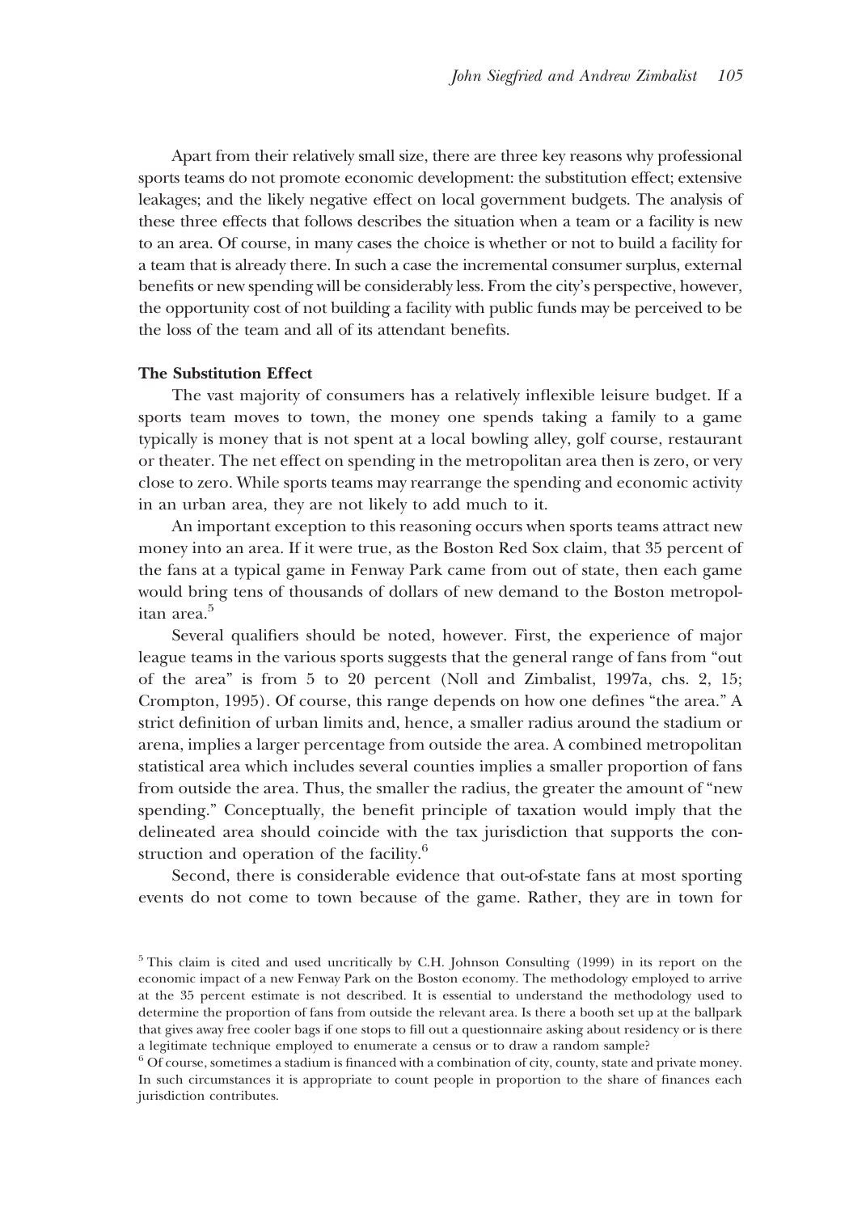Apart from their relatively small size, there are three key reasons why professional sports teams do not promote economic development: the substitution effect; extensive leakages; and the likely negative effect on local government budgets. The analysis of these three effects that follows describes the situation when a team or a facility is new to an area. Of course, in many cases the choice is whether or not to build a facility for a team that is already there. In such a case the incremental consumer surplus, external benefits or new spending will be considerably less. From the city's perspective, however, the opportunity cost of not building a facility with public funds may be perceived to be the loss of the team and all of its attendant benefits.

### The Substitution Effect

The vast majority of consumers has a relatively inflexible leisure budget. If a sports team moves to town, the money one spends taking a family to a game typically is money that is not spent at a local bowling alley, golf course, restaurant or theater. The net effect on spending in the metropolitan area then is zero, or very close to zero. While sports teams may rearrange the spending and economic activity in an urban area, they are not likely to add much to it.

An important exception to this reasoning occurs when sports teams attract new money into an area. If it were true, as the Boston Red Sox claim, that 35 percent of the fans at a typical game in Fenway Park came from out of state, then each game would bring tens of thousands of dollars of new demand to the Boston metropolitan area.[5]

Several qualifiers should be noted, however. First, the experience of major league teams in the various sports suggests that the general range of fans from "out of the area" is from 5 to 20 percent (Noll and Zimbalist, 1997a, chs. 2, 15; Crompton, 1995). Of course, this range depends on how one defines "the area." A strict definition of urban limits and, hence, a smaller radius around the stadium or arena, implies a larger percentage from outside the area. A combined metropolitan statistical area which includes several counties implies a smaller proportion of fans from outside the area. Thus, the smaller the radius, the greater the amount of "new spending." Conceptually, the benefit principle of taxation would imply that the delineated area should coincide with the tax jurisdiction that supports the construction and operation of the facility.[6]

Second, there is considerable evidence that out-of-state fans at most sporting events do not come to town because of the game. Rather, they are in town for

---

[5] This claim is cited and used uncritically by C.H. Johnson Consulting (1999) in its report on the economic impact of a new Fenway Park on the Boston economy. The methodology employed to arrive at the 35 percent estimate is not described. It is essential to understand the methodology used to determine the proportion of fans from outside the relevant area. Is there a booth set up at the ballpark that gives away free cooler bags if one stops to fill out a questionnaire asking about residency or is there a legitimate technique employed to enumerate a census or to draw a random sample?

[6] Of course, sometimes a stadium is financed with a combination of city, county, state and private money. In such circumstances it is appropriate to count people in proportion to the share of finances each jurisdiction contributes.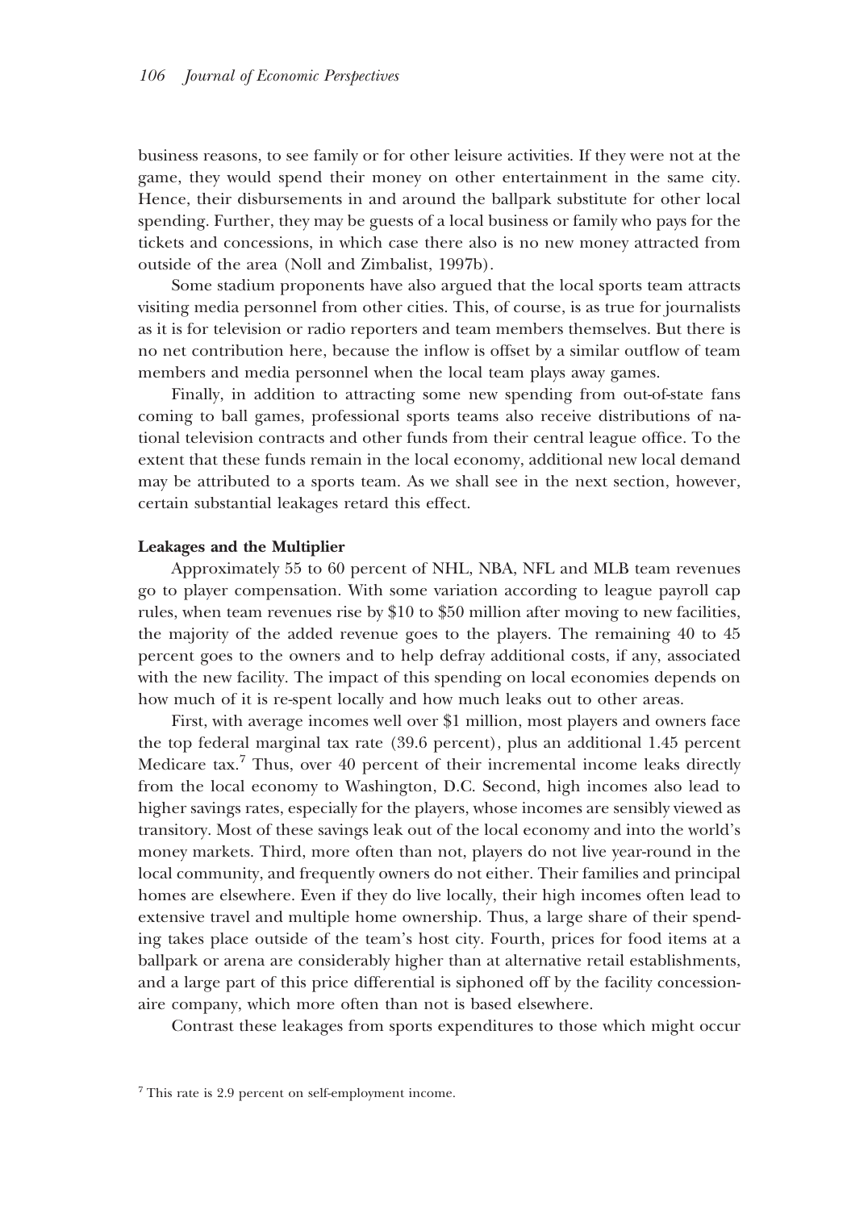business reasons, to see family or for other leisure activities. If they were not at the game, they would spend their money on other entertainment in the same city. Hence, their disbursements in and around the ballpark substitute for other local spending. Further, they may be guests of a local business or family who pays for the tickets and concessions, in which case there also is no new money attracted from outside of the area (Noll and Zimbalist, 1997b).

Some stadium proponents have also argued that the local sports team attracts visiting media personnel from other cities. This, of course, is as true for journalists as it is for television or radio reporters and team members themselves. But there is no net contribution here, because the inflow is offset by a similar outflow of team members and media personnel when the local team plays away games.

Finally, in addition to attracting some new spending from out-of-state fans coming to ball games, professional sports teams also receive distributions of national television contracts and other funds from their central league office. To the extent that these funds remain in the local economy, additional new local demand may be attributed to a sports team. As we shall see in the next section, however, certain substantial leakages retard this effect.

**Leakages and the Multiplier**

Approximately 55 to 60 percent of NHL, NBA, NFL and MLB team revenues go to player compensation. With some variation according to league payroll cap rules, when team revenues rise by $10 to $50 million after moving to new facilities, the majority of the added revenue goes to the players. The remaining 40 to 45 percent goes to the owners and to help defray additional costs, if any, associated with the new facility. The impact of this spending on local economies depends on how much of it is re-spent locally and how much leaks out to other areas.

First, with average incomes well over $1 million, most players and owners face the top federal marginal tax rate (39.6 percent), plus an additional 1.45 percent Medicare tax.[7] Thus, over 40 percent of their incremental income leaks directly from the local economy to Washington, D.C. Second, high incomes also lead to higher savings rates, especially for the players, whose incomes are sensibly viewed as transitory. Most of these savings leak out of the local economy and into the world's money markets. Third, more often than not, players do not live year-round in the local community, and frequently owners do not either. Their families and principal homes are elsewhere. Even if they do live locally, their high incomes often lead to extensive travel and multiple home ownership. Thus, a large share of their spending takes place outside of the team's host city. Fourth, prices for food items at a ballpark or arena are considerably higher than at alternative retail establishments, and a large part of this price differential is siphoned off by the facility concessionaire company, which more often than not is based elsewhere.

Contrast these leakages from sports expenditures to those which might occur

[7] This rate is 2.9 percent on self-employment income.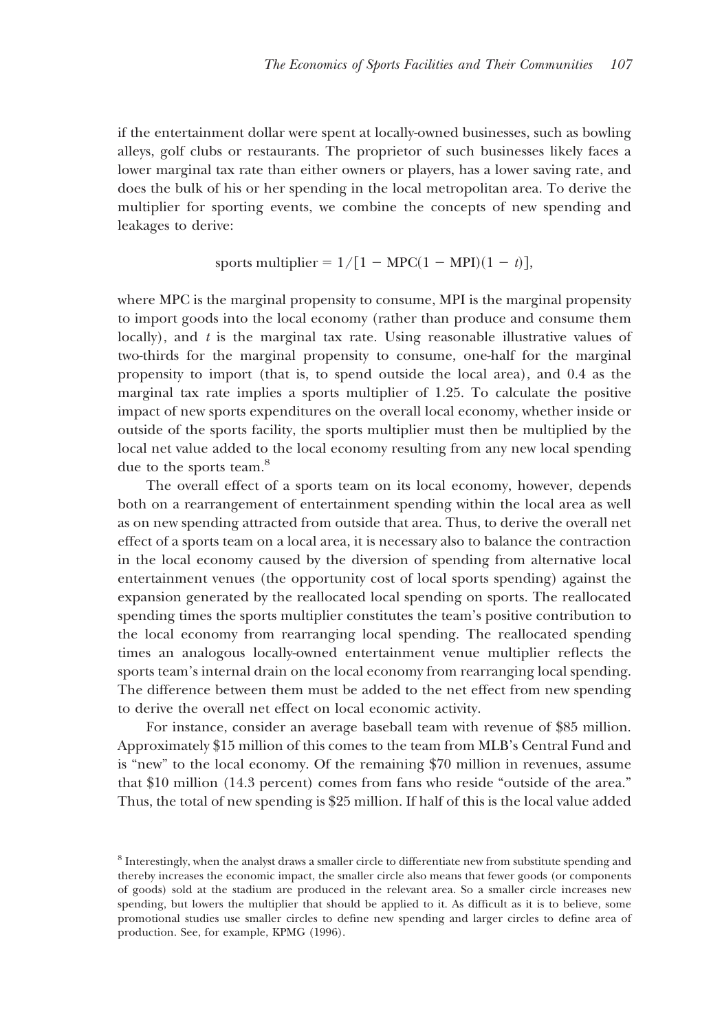if the entertainment dollar were spent at locally-owned businesses, such as bowling alleys, golf clubs or restaurants. The proprietor of such businesses likely faces a lower marginal tax rate than either owners or players, has a lower saving rate, and does the bulk of his or her spending in the local metropolitan area. To derive the multiplier for sporting events, we combine the concepts of new spending and leakages to derive:

$$\text{sports multiplier} = 1/[1 - \text{MPC}(1 - \text{MPI})(1 - t)],$$

where MPC is the marginal propensity to consume, MPI is the marginal propensity to import goods into the local economy (rather than produce and consume them locally), and $t$ is the marginal tax rate. Using reasonable illustrative values of two-thirds for the marginal propensity to consume, one-half for the marginal propensity to import (that is, to spend outside the local area), and 0.4 as the marginal tax rate implies a sports multiplier of 1.25. To calculate the positive impact of new sports expenditures on the overall local economy, whether inside or outside of the sports facility, the sports multiplier must then be multiplied by the local net value added to the local economy resulting from any new local spending due to the sports team.[8]

The overall effect of a sports team on its local economy, however, depends both on a rearrangement of entertainment spending within the local area as well as on new spending attracted from outside that area. Thus, to derive the overall net effect of a sports team on a local area, it is necessary also to balance the contraction in the local economy caused by the diversion of spending from alternative local entertainment venues (the opportunity cost of local sports spending) against the expansion generated by the reallocated local spending on sports. The reallocated spending times the sports multiplier constitutes the team's positive contribution to the local economy from rearranging local spending. The reallocated spending times an analogous locally-owned entertainment venue multiplier reflects the sports team's internal drain on the local economy from rearranging local spending. The difference between them must be added to the net effect from new spending to derive the overall net effect on local economic activity.

For instance, consider an average baseball team with revenue of $85 million. Approximately $15 million of this comes to the team from MLB's Central Fund and is "new" to the local economy. Of the remaining $70 million in revenues, assume that $10 million (14.3 percent) comes from fans who reside "outside of the area." Thus, the total of new spending is $25 million. If half of this is the local value added

[8] Interestingly, when the analyst draws a smaller circle to differentiate new from substitute spending and thereby increases the economic impact, the smaller circle also means that fewer goods (or components of goods) sold at the stadium are produced in the relevant area. So a smaller circle increases new spending, but lowers the multiplier that should be applied to it. As difficult as it is to believe, some promotional studies use smaller circles to define new spending and larger circles to define area of production. See, for example, KPMG (1996).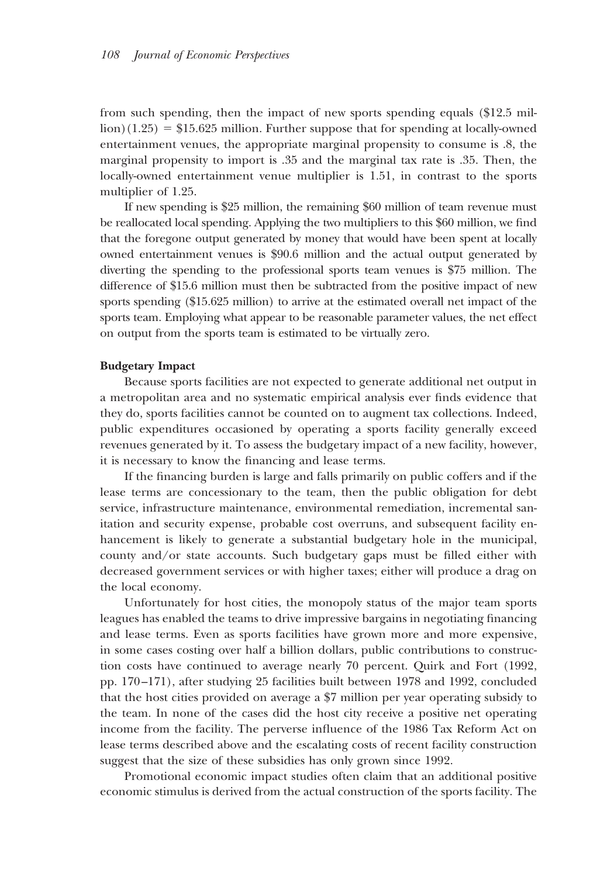from such spending, then the impact of new sports spending equals (\$12.5 million)(1.25) = \$15.625 million. Further suppose that for spending at locally-owned entertainment venues, the appropriate marginal propensity to consume is .8, the marginal propensity to import is .35 and the marginal tax rate is .35. Then, the locally-owned entertainment venue multiplier is 1.51, in contrast to the sports multiplier of 1.25.

If new spending is \$25 million, the remaining \$60 million of team revenue must be reallocated local spending. Applying the two multipliers to this \$60 million, we find that the foregone output generated by money that would have been spent at locally owned entertainment venues is \$90.6 million and the actual output generated by diverting the spending to the professional sports team venues is \$75 million. The difference of \$15.6 million must then be subtracted from the positive impact of new sports spending (\$15.625 million) to arrive at the estimated overall net impact of the sports team. Employing what appear to be reasonable parameter values, the net effect on output from the sports team is estimated to be virtually zero.

**Budgetary Impact**

Because sports facilities are not expected to generate additional net output in a metropolitan area and no systematic empirical analysis ever finds evidence that they do, sports facilities cannot be counted on to augment tax collections. Indeed, public expenditures occasioned by operating a sports facility generally exceed revenues generated by it. To assess the budgetary impact of a new facility, however, it is necessary to know the financing and lease terms.

If the financing burden is large and falls primarily on public coffers and if the lease terms are concessionary to the team, then the public obligation for debt service, infrastructure maintenance, environmental remediation, incremental sanitation and security expense, probable cost overruns, and subsequent facility enhancement is likely to generate a substantial budgetary hole in the municipal, county and/or state accounts. Such budgetary gaps must be filled either with decreased government services or with higher taxes; either will produce a drag on the local economy.

Unfortunately for host cities, the monopoly status of the major team sports leagues has enabled the teams to drive impressive bargains in negotiating financing and lease terms. Even as sports facilities have grown more and more expensive, in some cases costing over half a billion dollars, public contributions to construction costs have continued to average nearly 70 percent. Quirk and Fort (1992, pp. 170–171), after studying 25 facilities built between 1978 and 1992, concluded that the host cities provided on average a \$7 million per year operating subsidy to the team. In none of the cases did the host city receive a positive net operating income from the facility. The perverse influence of the 1986 Tax Reform Act on lease terms described above and the escalating costs of recent facility construction suggest that the size of these subsidies has only grown since 1992.

Promotional economic impact studies often claim that an additional positive economic stimulus is derived from the actual construction of the sports facility. The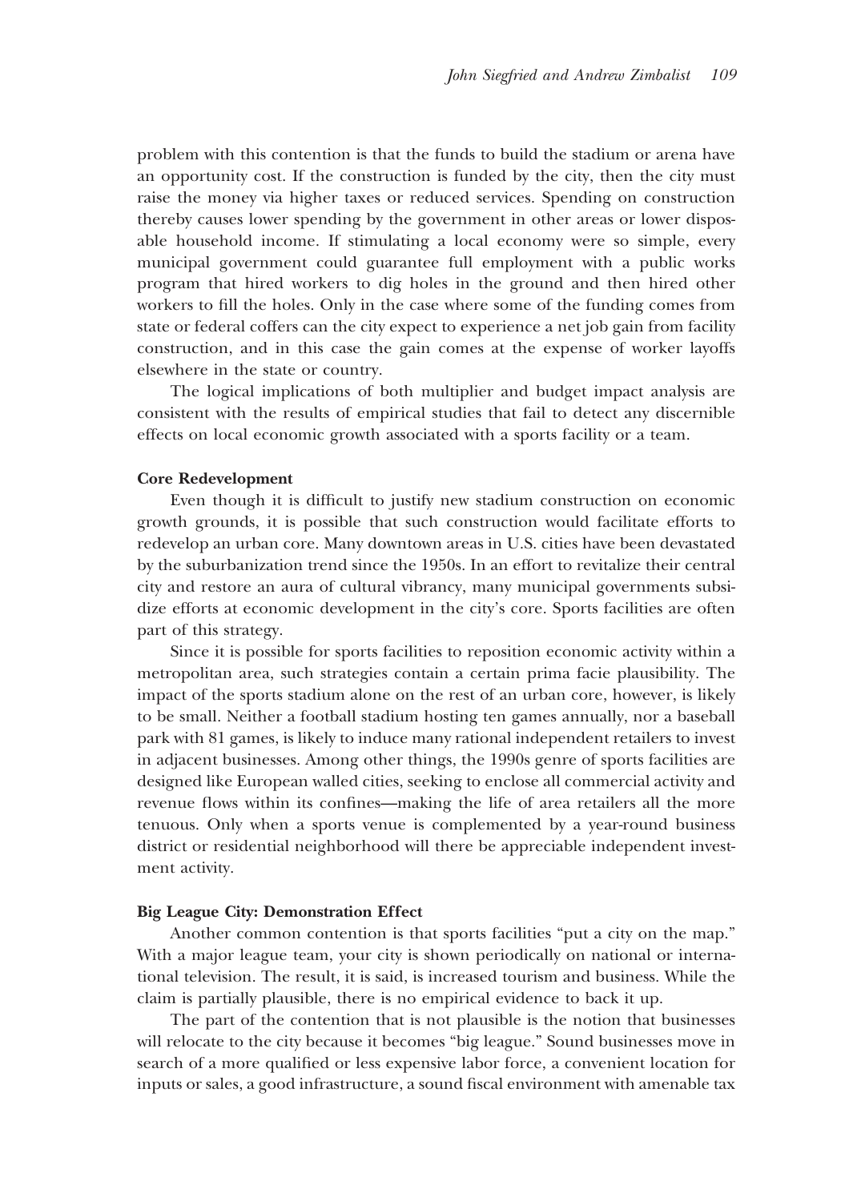problem with this contention is that the funds to build the stadium or arena have an opportunity cost. If the construction is funded by the city, then the city must raise the money via higher taxes or reduced services. Spending on construction thereby causes lower spending by the government in other areas or lower disposable household income. If stimulating a local economy were so simple, every municipal government could guarantee full employment with a public works program that hired workers to dig holes in the ground and then hired other workers to fill the holes. Only in the case where some of the funding comes from state or federal coffers can the city expect to experience a net job gain from facility construction, and in this case the gain comes at the expense of worker layoffs elsewhere in the state or country.

The logical implications of both multiplier and budget impact analysis are consistent with the results of empirical studies that fail to detect any discernible effects on local economic growth associated with a sports facility or a team.

### Core Redevelopment

Even though it is difficult to justify new stadium construction on economic growth grounds, it is possible that such construction would facilitate efforts to redevelop an urban core. Many downtown areas in U.S. cities have been devastated by the suburbanization trend since the 1950s. In an effort to revitalize their central city and restore an aura of cultural vibrancy, many municipal governments subsidize efforts at economic development in the city's core. Sports facilities are often part of this strategy.

Since it is possible for sports facilities to reposition economic activity within a metropolitan area, such strategies contain a certain prima facie plausibility. The impact of the sports stadium alone on the rest of an urban core, however, is likely to be small. Neither a football stadium hosting ten games annually, nor a baseball park with 81 games, is likely to induce many rational independent retailers to invest in adjacent businesses. Among other things, the 1990s genre of sports facilities are designed like European walled cities, seeking to enclose all commercial activity and revenue flows within its confines—making the life of area retailers all the more tenuous. Only when a sports venue is complemented by a year-round business district or residential neighborhood will there be appreciable independent investment activity.

### Big League City: Demonstration Effect

Another common contention is that sports facilities "put a city on the map." With a major league team, your city is shown periodically on national or international television. The result, it is said, is increased tourism and business. While the claim is partially plausible, there is no empirical evidence to back it up.

The part of the contention that is not plausible is the notion that businesses will relocate to the city because it becomes "big league." Sound businesses move in search of a more qualified or less expensive labor force, a convenient location for inputs or sales, a good infrastructure, a sound fiscal environment with amenable tax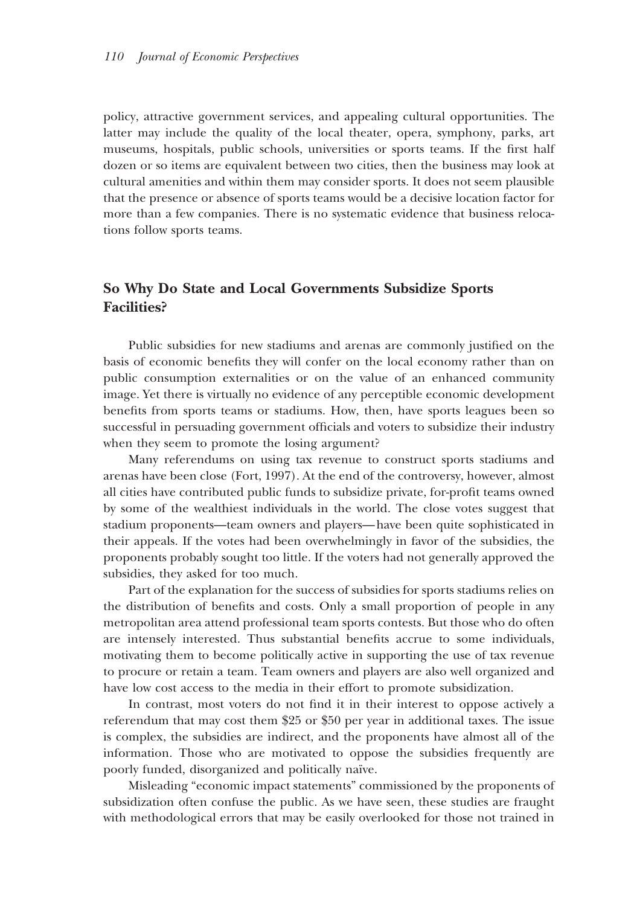policy, attractive government services, and appealing cultural opportunities. The latter may include the quality of the local theater, opera, symphony, parks, art museums, hospitals, public schools, universities or sports teams. If the first half dozen or so items are equivalent between two cities, then the business may look at cultural amenities and within them may consider sports. It does not seem plausible that the presence or absence of sports teams would be a decisive location factor for more than a few companies. There is no systematic evidence that business relocations follow sports teams.

## So Why Do State and Local Governments Subsidize Sports Facilities?

Public subsidies for new stadiums and arenas are commonly justified on the basis of economic benefits they will confer on the local economy rather than on public consumption externalities or on the value of an enhanced community image. Yet there is virtually no evidence of any perceptible economic development benefits from sports teams or stadiums. How, then, have sports leagues been so successful in persuading government officials and voters to subsidize their industry when they seem to promote the losing argument?

Many referendums on using tax revenue to construct sports stadiums and arenas have been close (Fort, 1997). At the end of the controversy, however, almost all cities have contributed public funds to subsidize private, for-profit teams owned by some of the wealthiest individuals in the world. The close votes suggest that stadium proponents—team owners and players—have been quite sophisticated in their appeals. If the votes had been overwhelmingly in favor of the subsidies, the proponents probably sought too little. If the voters had not generally approved the subsidies, they asked for too much.

Part of the explanation for the success of subsidies for sports stadiums relies on the distribution of benefits and costs. Only a small proportion of people in any metropolitan area attend professional team sports contests. But those who do often are intensely interested. Thus substantial benefits accrue to some individuals, motivating them to become politically active in supporting the use of tax revenue to procure or retain a team. Team owners and players are also well organized and have low cost access to the media in their effort to promote subsidization.

In contrast, most voters do not find it in their interest to oppose actively a referendum that may cost them $25 or $50 per year in additional taxes. The issue is complex, the subsidies are indirect, and the proponents have almost all of the information. Those who are motivated to oppose the subsidies frequently are poorly funded, disorganized and politically naïve.

Misleading "economic impact statements" commissioned by the proponents of subsidization often confuse the public. As we have seen, these studies are fraught with methodological errors that may be easily overlooked for those not trained in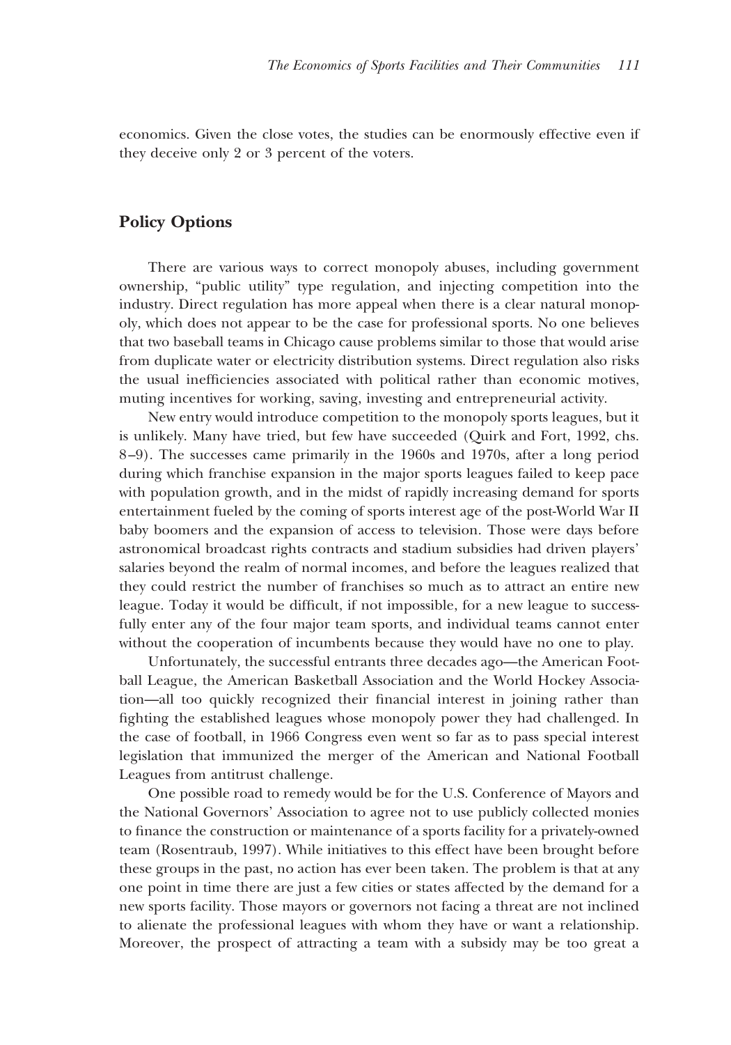economics. Given the close votes, the studies can be enormously effective even if they deceive only 2 or 3 percent of the voters.

## Policy Options

There are various ways to correct monopoly abuses, including government ownership, "public utility" type regulation, and injecting competition into the industry. Direct regulation has more appeal when there is a clear natural monopoly, which does not appear to be the case for professional sports. No one believes that two baseball teams in Chicago cause problems similar to those that would arise from duplicate water or electricity distribution systems. Direct regulation also risks the usual inefficiencies associated with political rather than economic motives, muting incentives for working, saving, investing and entrepreneurial activity.

New entry would introduce competition to the monopoly sports leagues, but it is unlikely. Many have tried, but few have succeeded (Quirk and Fort, 1992, chs. 8–9). The successes came primarily in the 1960s and 1970s, after a long period during which franchise expansion in the major sports leagues failed to keep pace with population growth, and in the midst of rapidly increasing demand for sports entertainment fueled by the coming of sports interest age of the post-World War II baby boomers and the expansion of access to television. Those were days before astronomical broadcast rights contracts and stadium subsidies had driven players' salaries beyond the realm of normal incomes, and before the leagues realized that they could restrict the number of franchises so much as to attract an entire new league. Today it would be difficult, if not impossible, for a new league to successfully enter any of the four major team sports, and individual teams cannot enter without the cooperation of incumbents because they would have no one to play.

Unfortunately, the successful entrants three decades ago—the American Football League, the American Basketball Association and the World Hockey Association—all too quickly recognized their financial interest in joining rather than fighting the established leagues whose monopoly power they had challenged. In the case of football, in 1966 Congress even went so far as to pass special interest legislation that immunized the merger of the American and National Football Leagues from antitrust challenge.

One possible road to remedy would be for the U.S. Conference of Mayors and the National Governors' Association to agree not to use publicly collected monies to finance the construction or maintenance of a sports facility for a privately-owned team (Rosentraub, 1997). While initiatives to this effect have been brought before these groups in the past, no action has ever been taken. The problem is that at any one point in time there are just a few cities or states affected by the demand for a new sports facility. Those mayors or governors not facing a threat are not inclined to alienate the professional leagues with whom they have or want a relationship. Moreover, the prospect of attracting a team with a subsidy may be too great a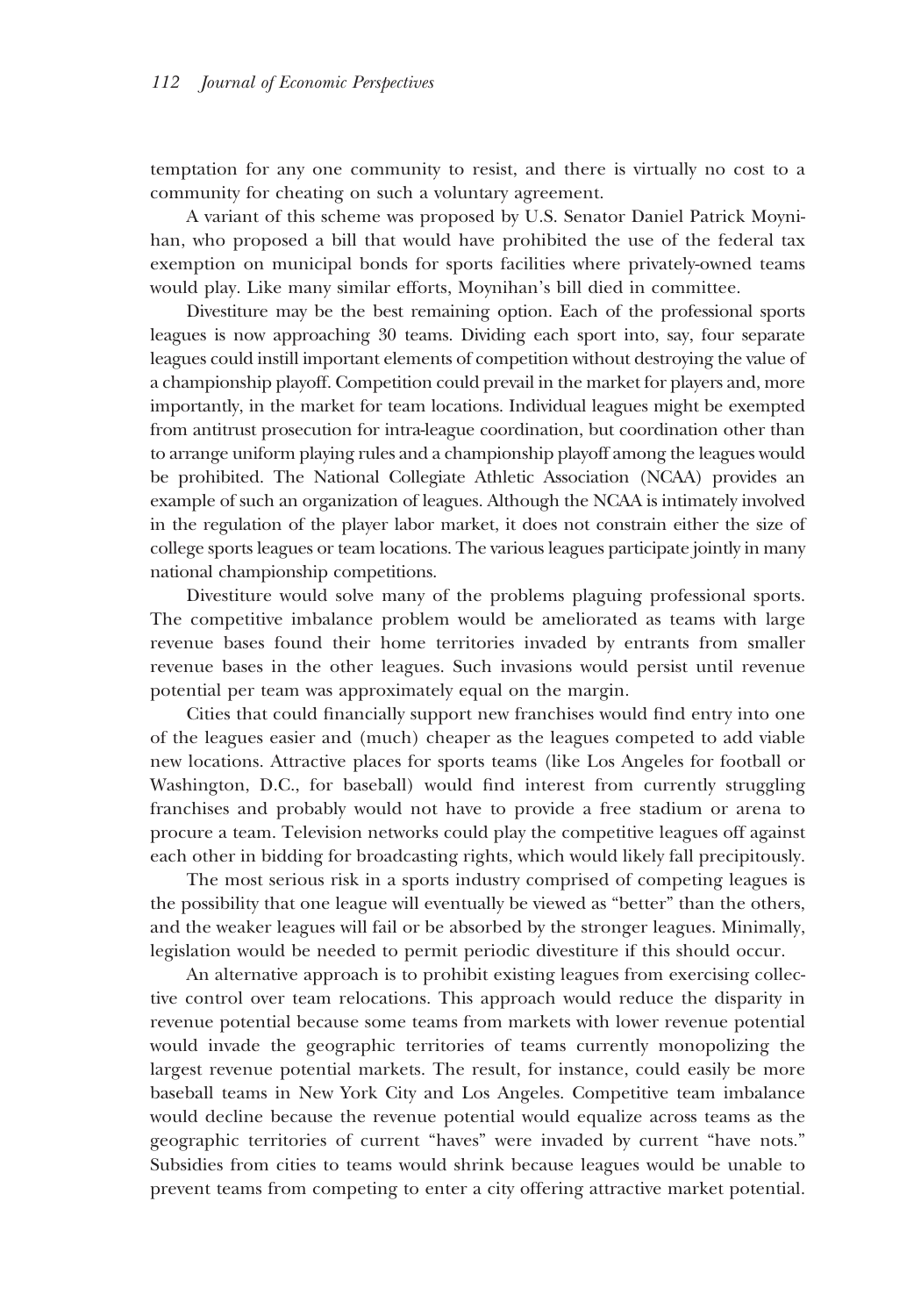temptation for any one community to resist, and there is virtually no cost to a community for cheating on such a voluntary agreement.

A variant of this scheme was proposed by U.S. Senator Daniel Patrick Moynihan, who proposed a bill that would have prohibited the use of the federal tax exemption on municipal bonds for sports facilities where privately-owned teams would play. Like many similar efforts, Moynihan's bill died in committee.

Divestiture may be the best remaining option. Each of the professional sports leagues is now approaching 30 teams. Dividing each sport into, say, four separate leagues could instill important elements of competition without destroying the value of a championship playoff. Competition could prevail in the market for players and, more importantly, in the market for team locations. Individual leagues might be exempted from antitrust prosecution for intra-league coordination, but coordination other than to arrange uniform playing rules and a championship playoff among the leagues would be prohibited. The National Collegiate Athletic Association (NCAA) provides an example of such an organization of leagues. Although the NCAA is intimately involved in the regulation of the player labor market, it does not constrain either the size of college sports leagues or team locations. The various leagues participate jointly in many national championship competitions.

Divestiture would solve many of the problems plaguing professional sports. The competitive imbalance problem would be ameliorated as teams with large revenue bases found their home territories invaded by entrants from smaller revenue bases in the other leagues. Such invasions would persist until revenue potential per team was approximately equal on the margin.

Cities that could financially support new franchises would find entry into one of the leagues easier and (much) cheaper as the leagues competed to add viable new locations. Attractive places for sports teams (like Los Angeles for football or Washington, D.C., for baseball) would find interest from currently struggling franchises and probably would not have to provide a free stadium or arena to procure a team. Television networks could play the competitive leagues off against each other in bidding for broadcasting rights, which would likely fall precipitously.

The most serious risk in a sports industry comprised of competing leagues is the possibility that one league will eventually be viewed as "better" than the others, and the weaker leagues will fail or be absorbed by the stronger leagues. Minimally, legislation would be needed to permit periodic divestiture if this should occur.

An alternative approach is to prohibit existing leagues from exercising collective control over team relocations. This approach would reduce the disparity in revenue potential because some teams from markets with lower revenue potential would invade the geographic territories of teams currently monopolizing the largest revenue potential markets. The result, for instance, could easily be more baseball teams in New York City and Los Angeles. Competitive team imbalance would decline because the revenue potential would equalize across teams as the geographic territories of current "haves" were invaded by current "have nots." Subsidies from cities to teams would shrink because leagues would be unable to prevent teams from competing to enter a city offering attractive market potential.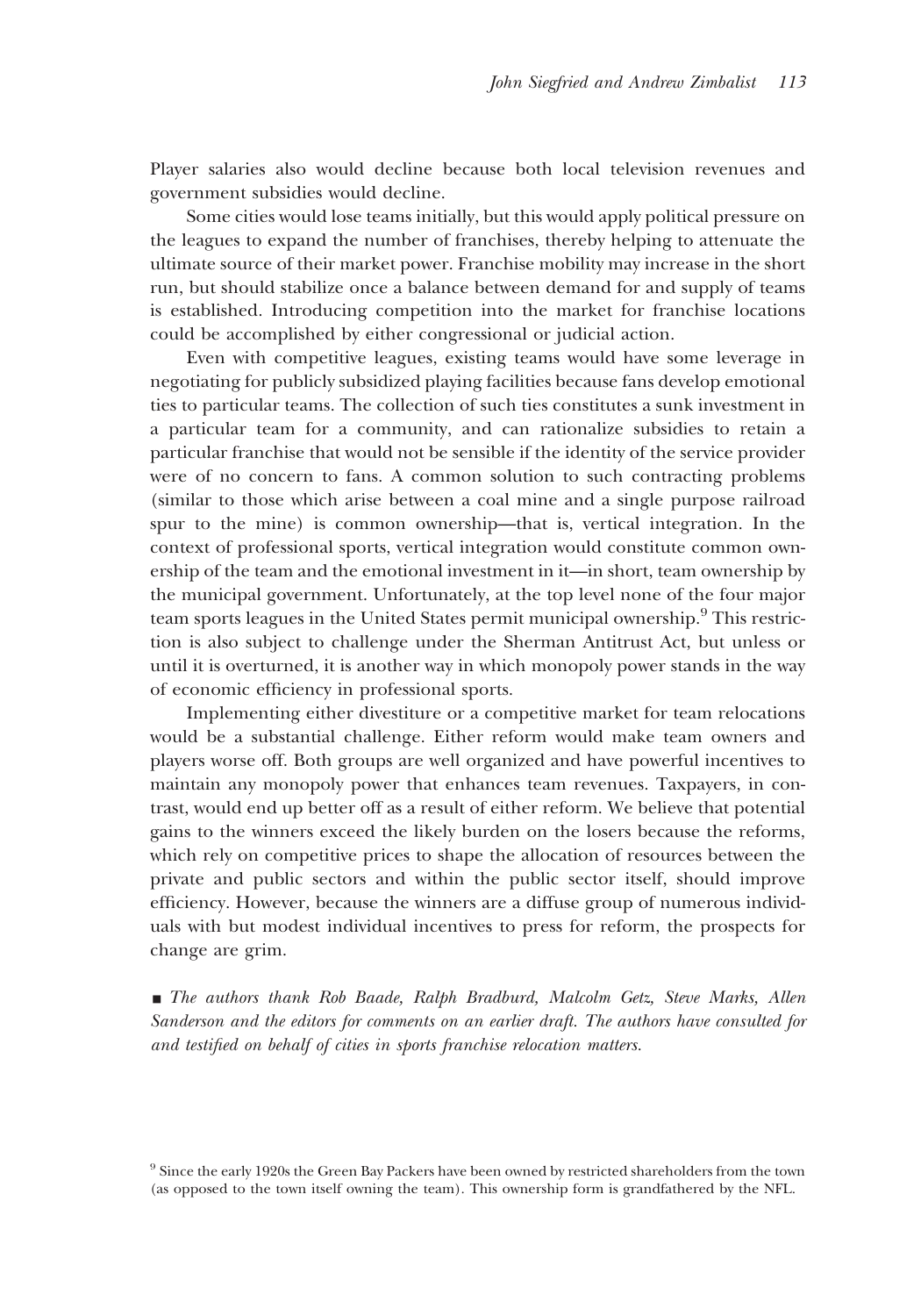Player salaries also would decline because both local television revenues and government subsidies would decline.

Some cities would lose teams initially, but this would apply political pressure on the leagues to expand the number of franchises, thereby helping to attenuate the ultimate source of their market power. Franchise mobility may increase in the short run, but should stabilize once a balance between demand for and supply of teams is established. Introducing competition into the market for franchise locations could be accomplished by either congressional or judicial action.

Even with competitive leagues, existing teams would have some leverage in negotiating for publicly subsidized playing facilities because fans develop emotional ties to particular teams. The collection of such ties constitutes a sunk investment in a particular team for a community, and can rationalize subsidies to retain a particular franchise that would not be sensible if the identity of the service provider were of no concern to fans. A common solution to such contracting problems (similar to those which arise between a coal mine and a single purpose railroad spur to the mine) is common ownership—that is, vertical integration. In the context of professional sports, vertical integration would constitute common ownership of the team and the emotional investment in it—in short, team ownership by the municipal government. Unfortunately, at the top level none of the four major team sports leagues in the United States permit municipal ownership.[9] This restriction is also subject to challenge under the Sherman Antitrust Act, but unless or until it is overturned, it is another way in which monopoly power stands in the way of economic efficiency in professional sports.

Implementing either divestiture or a competitive market for team relocations would be a substantial challenge. Either reform would make team owners and players worse off. Both groups are well organized and have powerful incentives to maintain any monopoly power that enhances team revenues. Taxpayers, in contrast, would end up better off as a result of either reform. We believe that potential gains to the winners exceed the likely burden on the losers because the reforms, which rely on competitive prices to shape the allocation of resources between the private and public sectors and within the public sector itself, should improve efficiency. However, because the winners are a diffuse group of numerous individuals with but modest individual incentives to press for reform, the prospects for change are grim.

■ *The authors thank Rob Baade, Ralph Bradburd, Malcolm Getz, Steve Marks, Allen Sanderson and the editors for comments on an earlier draft. The authors have consulted for and testified on behalf of cities in sports franchise relocation matters.*

[9] Since the early 1920s the Green Bay Packers have been owned by restricted shareholders from the town (as opposed to the town itself owning the team). This ownership form is grandfathered by the NFL.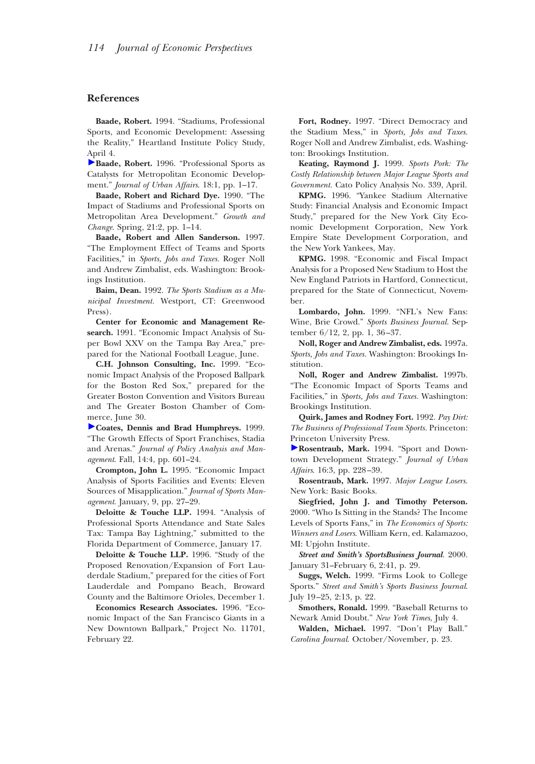## References

**Baade, Robert.** 1994. "Stadiums, Professional Sports, and Economic Development: Assessing the Reality," Heartland Institute Policy Study, April 4.

**Baade, Robert.** 1996. "Professional Sports as Catalysts for Metropolitan Economic Development." *Journal of Urban Affairs*. 18:1, pp. 1–17.

**Baade, Robert and Richard Dye.** 1990. "The Impact of Stadiums and Professional Sports on Metropolitan Area Development." *Growth and Change*. Spring, 21:2, pp. 1–14.

**Baade, Robert and Allen Sanderson.** 1997. "The Employment Effect of Teams and Sports Facilities," in *Sports, Jobs and Taxes.* Roger Noll and Andrew Zimbalist, eds. Washington: Brookings Institution.

**Baim, Dean.** 1992. *The Sports Stadium as a Municipal Investment.* Westport, CT: Greenwood Press).

**Center for Economic and Management Research.** 1991. "Economic Impact Analysis of Super Bowl XXV on the Tampa Bay Area," prepared for the National Football League, June.

**C.H. Johnson Consulting, Inc.** 1999. "Economic Impact Analysis of the Proposed Ballpark for the Boston Red Sox," prepared for the Greater Boston Convention and Visitors Bureau and The Greater Boston Chamber of Commerce, June 30.

**Coates, Dennis and Brad Humphreys.** 1999. "The Growth Effects of Sport Franchises, Stadia and Arenas." *Journal of Policy Analysis and Management*. Fall, 14:4, pp. 601–24.

**Crompton, John L.** 1995. "Economic Impact Analysis of Sports Facilities and Events: Eleven Sources of Misapplication." *Journal of Sports Management*. January, 9, pp. 27–29.

**Deloitte & Touche LLP.** 1994. "Analysis of Professional Sports Attendance and State Sales Tax: Tampa Bay Lightning," submitted to the Florida Department of Commerce, January 17.

**Deloitte & Touche LLP.** 1996. "Study of the Proposed Renovation/Expansion of Fort Lauderdale Stadium," prepared for the cities of Fort Lauderdale and Pompano Beach, Broward County and the Baltimore Orioles, December 1.

**Economics Research Associates.** 1996. "Economic Impact of the San Francisco Giants in a New Downtown Ballpark," Project No. 11701, February 22.

**Fort, Rodney.** 1997. "Direct Democracy and the Stadium Mess," in *Sports, Jobs and Taxes.* Roger Noll and Andrew Zimbalist, eds. Washington: Brookings Institution.

**Keating, Raymond J.** 1999. *Sports Pork: The Costly Relationship between Major League Sports and Government.* Cato Policy Analysis No. 339, April.

**KPMG.** 1996. "Yankee Stadium Alternative Study: Financial Analysis and Economic Impact Study," prepared for the New York City Economic Development Corporation, New York Empire State Development Corporation, and the New York Yankees, May.

**KPMG.** 1998. "Economic and Fiscal Impact Analysis for a Proposed New Stadium to Host the New England Patriots in Hartford, Connecticut, prepared for the State of Connecticut, November.

**Lombardo, John.** 1999. "NFL's New Fans: Wine, Brie Crowd." *Sports Business Journal.* September 6/12, 2, pp. 1, 36–37.

**Noll, Roger and Andrew Zimbalist, eds.** 1997a. *Sports, Jobs and Taxes.* Washington: Brookings Institution.

**Noll, Roger and Andrew Zimbalist.** 1997b. "The Economic Impact of Sports Teams and Facilities," in *Sports, Jobs and Taxes.* Washington: Brookings Institution.

**Quirk, James and Rodney Fort.** 1992. *Pay Dirt: The Business of Professional Team Sports.* Princeton: Princeton University Press.

**Rosentraub, Mark.** 1994. "Sport and Downtown Development Strategy." *Journal of Urban Affairs*. 16:3, pp. 228–39.

**Rosentraub, Mark.** 1997. *Major League Losers.* New York: Basic Books.

**Siegfried, John J. and Timothy Peterson.** 2000. "Who Is Sitting in the Stands? The Income Levels of Sports Fans," in *The Economics of Sports: Winners and Losers*. William Kern, ed. Kalamazoo, MI: Upjohn Institute.

***Street and Smith's SportsBusiness Journal*.** 2000. January 31–February 6, 2:41, p. 29.

**Suggs, Welch.** 1999. "Firms Look to College Sports." *Street and Smith's Sports Business Journal*. July 19–25, 2:13, p. 22.

**Smothers, Ronald.** 1999. "Baseball Returns to Newark Amid Doubt." *New York Times*, July 4.

**Walden, Michael.** 1997. "Don't Play Ball." *Carolina Journal*. October/November, p. 23.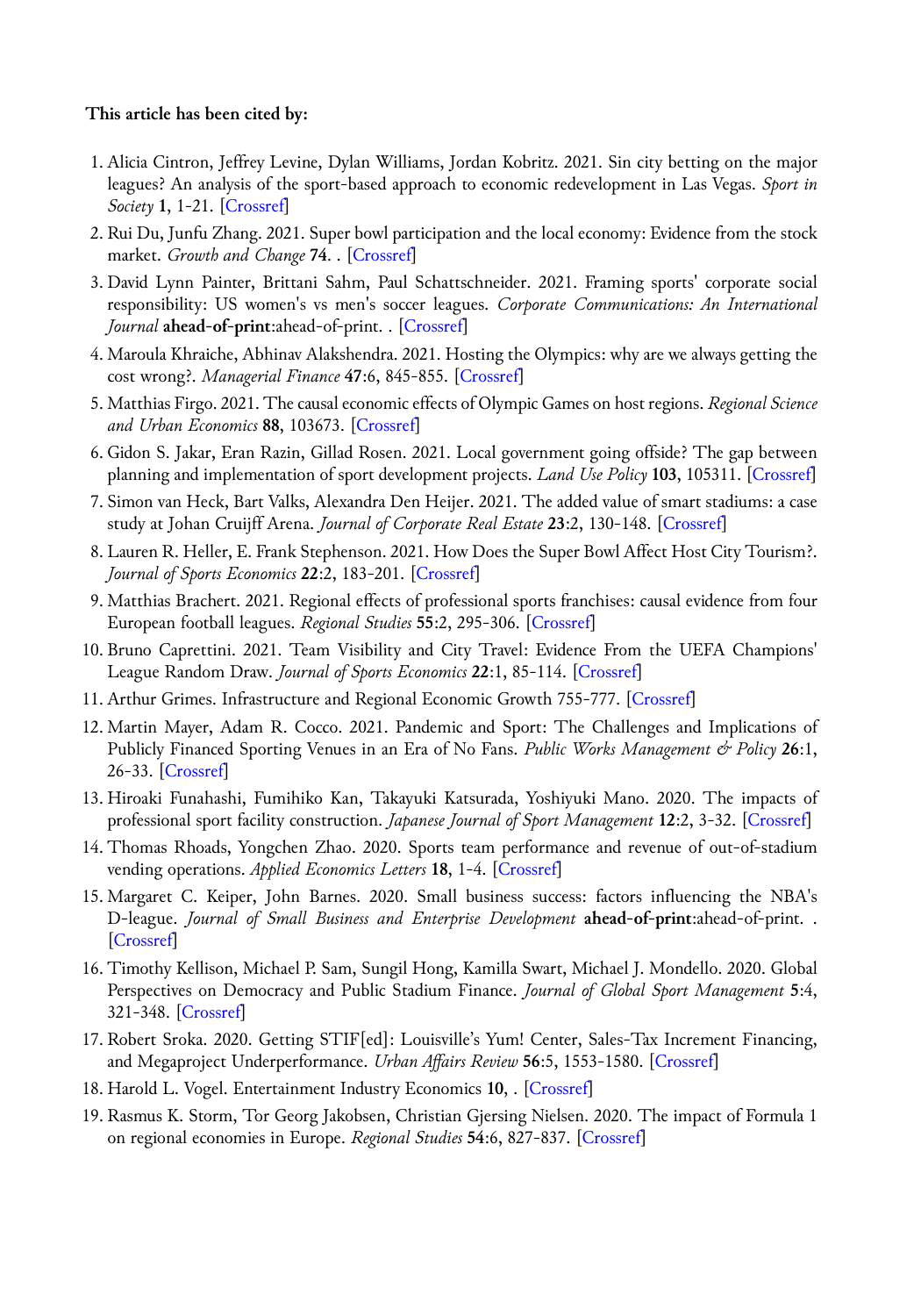**This article has been cited by:**

1. Alicia Cintron, Jeffrey Levine, Dylan Williams, Jordan Kobritz. 2021. Sin city betting on the major leagues? An analysis of the sport-based approach to economic redevelopment in Las Vegas. *Sport in Society* **1**, 1-21. [Crossref]
2. Rui Du, Junfu Zhang. 2021. Super bowl participation and the local economy: Evidence from the stock market. *Growth and Change* **74**. . [Crossref]
3. David Lynn Painter, Brittani Sahm, Paul Schattschneider. 2021. Framing sports' corporate social responsibility: US women's vs men's soccer leagues. *Corporate Communications: An International Journal* **ahead-of-print**:ahead-of-print. . [Crossref]
4. Maroula Khraiche, Abhinav Alakshendra. 2021. Hosting the Olympics: why are we always getting the cost wrong?. *Managerial Finance* **47**:6, 845-855. [Crossref]
5. Matthias Firgo. 2021. The causal economic effects of Olympic Games on host regions. *Regional Science and Urban Economics* **88**, 103673. [Crossref]
6. Gidon S. Jakar, Eran Razin, Gillad Rosen. 2021. Local government going offside? The gap between planning and implementation of sport development projects. *Land Use Policy* **103**, 105311. [Crossref]
7. Simon van Heck, Bart Valks, Alexandra Den Heijer. 2021. The added value of smart stadiums: a case study at Johan Cruijff Arena. *Journal of Corporate Real Estate* **23**:2, 130-148. [Crossref]
8. Lauren R. Heller, E. Frank Stephenson. 2021. How Does the Super Bowl Affect Host City Tourism?. *Journal of Sports Economics* **22**:2, 183-201. [Crossref]
9. Matthias Brachert. 2021. Regional effects of professional sports franchises: causal evidence from four European football leagues. *Regional Studies* **55**:2, 295-306. [Crossref]
10. Bruno Caprettini. 2021. Team Visibility and City Travel: Evidence From the UEFA Champions' League Random Draw. *Journal of Sports Economics* **22**:1, 85-114. [Crossref]
11. Arthur Grimes. Infrastructure and Regional Economic Growth 755-777. [Crossref]
12. Martin Mayer, Adam R. Cocco. 2021. Pandemic and Sport: The Challenges and Implications of Publicly Financed Sporting Venues in an Era of No Fans. *Public Works Management & Policy* **26**:1, 26-33. [Crossref]
13. Hiroaki Funahashi, Fumihiko Kan, Takayuki Katsurada, Yoshiyuki Mano. 2020. The impacts of professional sport facility construction. *Japanese Journal of Sport Management* **12**:2, 3-32. [Crossref]
14. Thomas Rhoads, Yongchen Zhao. 2020. Sports team performance and revenue of out-of-stadium vending operations. *Applied Economics Letters* **18**, 1-4. [Crossref]
15. Margaret C. Keiper, John Barnes. 2020. Small business success: factors influencing the NBA's D-league. *Journal of Small Business and Enterprise Development* **ahead-of-print**:ahead-of-print. . [Crossref]
16. Timothy Kellison, Michael P. Sam, Sungil Hong, Kamilla Swart, Michael J. Mondello. 2020. Global Perspectives on Democracy and Public Stadium Finance. *Journal of Global Sport Management* **5**:4, 321-348. [Crossref]
17. Robert Sroka. 2020. Getting STIF[ed]: Louisville's Yum! Center, Sales-Tax Increment Financing, and Megaproject Underperformance. *Urban Affairs Review* **56**:5, 1553-1580. [Crossref]
18. Harold L. Vogel. Entertainment Industry Economics **10**, . [Crossref]
19. Rasmus K. Storm, Tor Georg Jakobsen, Christian Gjersing Nielsen. 2020. The impact of Formula 1 on regional economies in Europe. *Regional Studies* **54**:6, 827-837. [Crossref]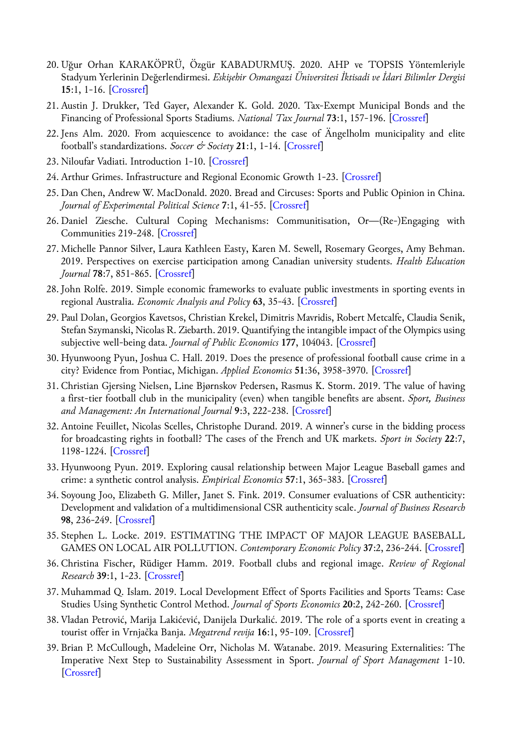20. Uğur Orhan KARAKÖPRÜ, Özgür KABADURMUŞ. 2020. AHP ve TOPSIS Yöntemleriyle Stadyum Yerlerinin Değerlendirmesi. *Eskişehir Osmangazi Üniversitesi İktisadi ve İdari Bilimler Dergisi* **15**:1, 1-16. [Crossref]
21. Austin J. Drukker, Ted Gayer, Alexander K. Gold. 2020. Tax-Exempt Municipal Bonds and the Financing of Professional Sports Stadiums. *National Tax Journal* **73**:1, 157-196. [Crossref]
22. Jens Alm. 2020. From acquiescence to avoidance: the case of Ängelholm municipality and elite football's standardizations. *Soccer & Society* **21**:1, 1-14. [Crossref]
23. Niloufar Vadiati. Introduction 1-10. [Crossref]
24. Arthur Grimes. Infrastructure and Regional Economic Growth 1-23. [Crossref]
25. Dan Chen, Andrew W. MacDonald. 2020. Bread and Circuses: Sports and Public Opinion in China. *Journal of Experimental Political Science* **7**:1, 41-55. [Crossref]
26. Daniel Ziesche. Cultural Coping Mechanisms: Communitisation, Or—(Re-)Engaging with Communities 219-248. [Crossref]
27. Michelle Pannor Silver, Laura Kathleen Easty, Karen M. Sewell, Rosemary Georges, Amy Behman. 2019. Perspectives on exercise participation among Canadian university students. *Health Education Journal* **78**:7, 851-865. [Crossref]
28. John Rolfe. 2019. Simple economic frameworks to evaluate public investments in sporting events in regional Australia. *Economic Analysis and Policy* **63**, 35-43. [Crossref]
29. Paul Dolan, Georgios Kavetsos, Christian Krekel, Dimitris Mavridis, Robert Metcalfe, Claudia Senik, Stefan Szymanski, Nicolas R. Ziebarth. 2019. Quantifying the intangible impact of the Olympics using subjective well-being data. *Journal of Public Economics* **177**, 104043. [Crossref]
30. Hyunwoong Pyun, Joshua C. Hall. 2019. Does the presence of professional football cause crime in a city? Evidence from Pontiac, Michigan. *Applied Economics* **51**:36, 3958-3970. [Crossref]
31. Christian Gjersing Nielsen, Line Bjørnskov Pedersen, Rasmus K. Storm. 2019. The value of having a first-tier football club in the municipality (even) when tangible benefits are absent. *Sport, Business and Management: An International Journal* **9**:3, 222-238. [Crossref]
32. Antoine Feuillet, Nicolas Scelles, Christophe Durand. 2019. A winner's curse in the bidding process for broadcasting rights in football? The cases of the French and UK markets. *Sport in Society* **22**:7, 1198-1224. [Crossref]
33. Hyunwoong Pyun. 2019. Exploring causal relationship between Major League Baseball games and crime: a synthetic control analysis. *Empirical Economics* **57**:1, 365-383. [Crossref]
34. Soyoung Joo, Elizabeth G. Miller, Janet S. Fink. 2019. Consumer evaluations of CSR authenticity: Development and validation of a multidimensional CSR authenticity scale. *Journal of Business Research* **98**, 236-249. [Crossref]
35. Stephen L. Locke. 2019. ESTIMATING THE IMPACT OF MAJOR LEAGUE BASEBALL GAMES ON LOCAL AIR POLLUTION. *Contemporary Economic Policy* **37**:2, 236-244. [Crossref]
36. Christina Fischer, Rüdiger Hamm. 2019. Football clubs and regional image. *Review of Regional Research* **39**:1, 1-23. [Crossref]
37. Muhammad Q. Islam. 2019. Local Development Effect of Sports Facilities and Sports Teams: Case Studies Using Synthetic Control Method. *Journal of Sports Economics* **20**:2, 242-260. [Crossref]
38. Vladan Petrović, Marija Lakićević, Danijela Durkalić. 2019. The role of a sports event in creating a tourist offer in Vrnjačka Banja. *Megatrend revija* **16**:1, 95-109. [Crossref]
39. Brian P. McCullough, Madeleine Orr, Nicholas M. Watanabe. 2019. Measuring Externalities: The Imperative Next Step to Sustainability Assessment in Sport. *Journal of Sport Management* 1-10. [Crossref]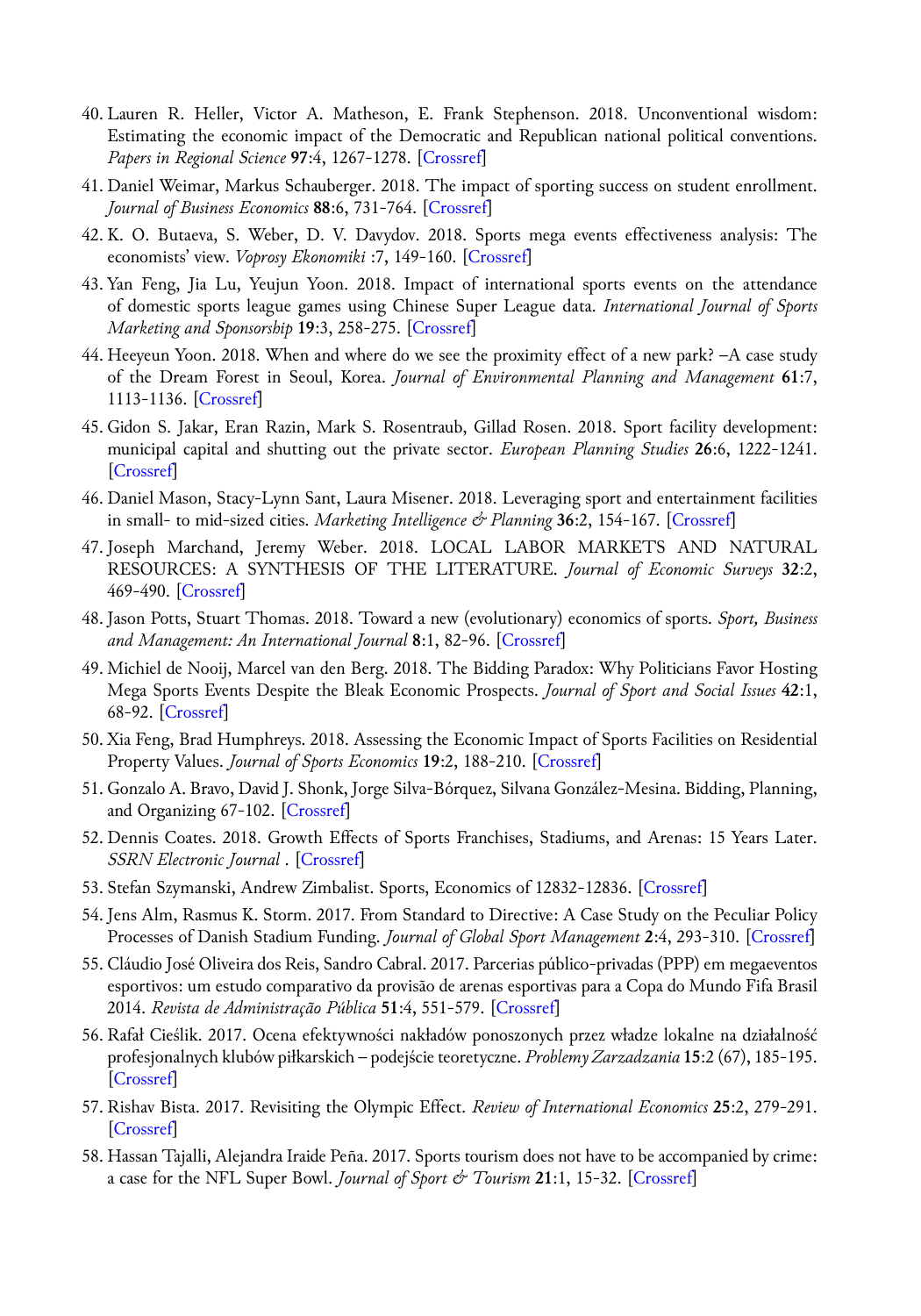40. Lauren R. Heller, Victor A. Matheson, E. Frank Stephenson. 2018. Unconventional wisdom: Estimating the economic impact of the Democratic and Republican national political conventions. *Papers in Regional Science* **97**:4, 1267-1278. [Crossref]
41. Daniel Weimar, Markus Schauberger. 2018. The impact of sporting success on student enrollment. *Journal of Business Economics* **88**:6, 731-764. [Crossref]
42. K. O. Butaeva, S. Weber, D. V. Davydov. 2018. Sports mega events effectiveness analysis: The economists' view. *Voprosy Ekonomiki* :7, 149-160. [Crossref]
43. Yan Feng, Jia Lu, Yeujun Yoon. 2018. Impact of international sports events on the attendance of domestic sports league games using Chinese Super League data. *International Journal of Sports Marketing and Sponsorship* **19**:3, 258-275. [Crossref]
44. Heeyeun Yoon. 2018. When and where do we see the proximity effect of a new park? –A case study of the Dream Forest in Seoul, Korea. *Journal of Environmental Planning and Management* **61**:7, 1113-1136. [Crossref]
45. Gidon S. Jakar, Eran Razin, Mark S. Rosentraub, Gillad Rosen. 2018. Sport facility development: municipal capital and shutting out the private sector. *European Planning Studies* **26**:6, 1222-1241. [Crossref]
46. Daniel Mason, Stacy-Lynn Sant, Laura Misener. 2018. Leveraging sport and entertainment facilities in small- to mid-sized cities. *Marketing Intelligence & Planning* **36**:2, 154-167. [Crossref]
47. Joseph Marchand, Jeremy Weber. 2018. LOCAL LABOR MARKETS AND NATURAL RESOURCES: A SYNTHESIS OF THE LITERATURE. *Journal of Economic Surveys* **32**:2, 469-490. [Crossref]
48. Jason Potts, Stuart Thomas. 2018. Toward a new (evolutionary) economics of sports. *Sport, Business and Management: An International Journal* **8**:1, 82-96. [Crossref]
49. Michiel de Nooij, Marcel van den Berg. 2018. The Bidding Paradox: Why Politicians Favor Hosting Mega Sports Events Despite the Bleak Economic Prospects. *Journal of Sport and Social Issues* **42**:1, 68-92. [Crossref]
50. Xia Feng, Brad Humphreys. 2018. Assessing the Economic Impact of Sports Facilities on Residential Property Values. *Journal of Sports Economics* **19**:2, 188-210. [Crossref]
51. Gonzalo A. Bravo, David J. Shonk, Jorge Silva-Bórquez, Silvana González-Mesina. Bidding, Planning, and Organizing 67-102. [Crossref]
52. Dennis Coates. 2018. Growth Effects of Sports Franchises, Stadiums, and Arenas: 15 Years Later. *SSRN Electronic Journal* . [Crossref]
53. Stefan Szymanski, Andrew Zimbalist. Sports, Economics of 12832-12836. [Crossref]
54. Jens Alm, Rasmus K. Storm. 2017. From Standard to Directive: A Case Study on the Peculiar Policy Processes of Danish Stadium Funding. *Journal of Global Sport Management* **2**:4, 293-310. [Crossref]
55. Cláudio José Oliveira dos Reis, Sandro Cabral. 2017. Parcerias público-privadas (PPP) em megaeventos esportivos: um estudo comparativo da provisão de arenas esportivas para a Copa do Mundo Fifa Brasil 2014. *Revista de Administração Pública* **51**:4, 551-579. [Crossref]
56. Rafał Cieślik. 2017. Ocena efektywności nakładów ponoszonych przez władze lokalne na działalność profesjonalnych klubów piłkarskich – podejście teoretyczne. *Problemy Zarzadzania* **15**:2 (67), 185-195. [Crossref]
57. Rishav Bista. 2017. Revisiting the Olympic Effect. *Review of International Economics* **25**:2, 279-291. [Crossref]
58. Hassan Tajalli, Alejandra Iraide Peña. 2017. Sports tourism does not have to be accompanied by crime: a case for the NFL Super Bowl. *Journal of Sport & Tourism* **21**:1, 15-32. [Crossref]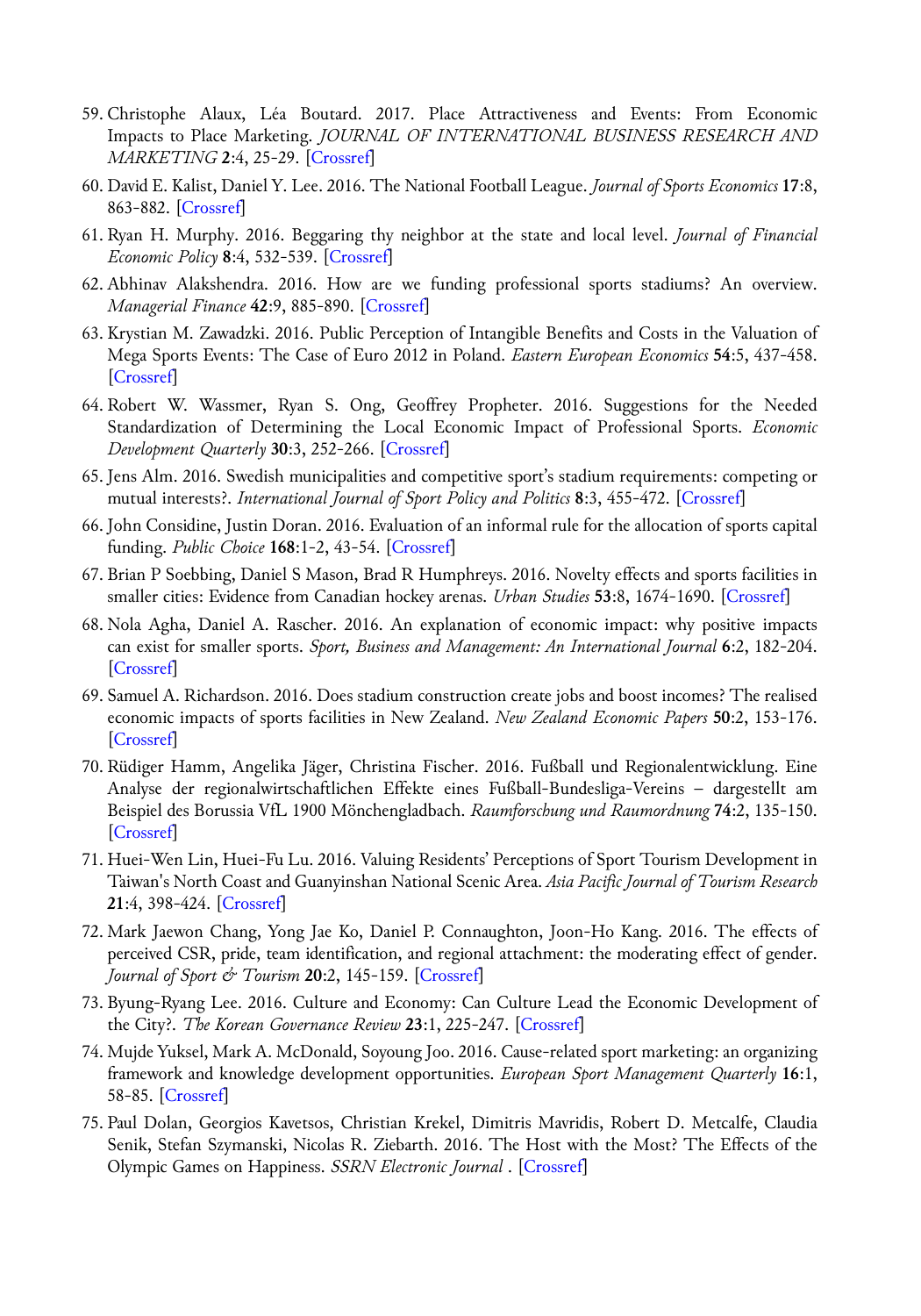59. Christophe Alaux, Léa Boutard. 2017. Place Attractiveness and Events: From Economic Impacts to Place Marketing. *JOURNAL OF INTERNATIONAL BUSINESS RESEARCH AND MARKETING* **2**:4, 25-29. [Crossref]
60. David E. Kalist, Daniel Y. Lee. 2016. The National Football League. *Journal of Sports Economics* **17**:8, 863-882. [Crossref]
61. Ryan H. Murphy. 2016. Beggaring thy neighbor at the state and local level. *Journal of Financial Economic Policy* **8**:4, 532-539. [Crossref]
62. Abhinav Alakshendra. 2016. How are we funding professional sports stadiums? An overview. *Managerial Finance* **42**:9, 885-890. [Crossref]
63. Krystian M. Zawadzki. 2016. Public Perception of Intangible Benefits and Costs in the Valuation of Mega Sports Events: The Case of Euro 2012 in Poland. *Eastern European Economics* **54**:5, 437-458. [Crossref]
64. Robert W. Wassmer, Ryan S. Ong, Geoffrey Propheter. 2016. Suggestions for the Needed Standardization of Determining the Local Economic Impact of Professional Sports. *Economic Development Quarterly* **30**:3, 252-266. [Crossref]
65. Jens Alm. 2016. Swedish municipalities and competitive sport's stadium requirements: competing or mutual interests?. *International Journal of Sport Policy and Politics* **8**:3, 455-472. [Crossref]
66. John Considine, Justin Doran. 2016. Evaluation of an informal rule for the allocation of sports capital funding. *Public Choice* **168**:1-2, 43-54. [Crossref]
67. Brian P Soebbing, Daniel S Mason, Brad R Humphreys. 2016. Novelty effects and sports facilities in smaller cities: Evidence from Canadian hockey arenas. *Urban Studies* **53**:8, 1674-1690. [Crossref]
68. Nola Agha, Daniel A. Rascher. 2016. An explanation of economic impact: why positive impacts can exist for smaller sports. *Sport, Business and Management: An International Journal* **6**:2, 182-204. [Crossref]
69. Samuel A. Richardson. 2016. Does stadium construction create jobs and boost incomes? The realised economic impacts of sports facilities in New Zealand. *New Zealand Economic Papers* **50**:2, 153-176. [Crossref]
70. Rüdiger Hamm, Angelika Jäger, Christina Fischer. 2016. Fußball und Regionalentwicklung. Eine Analyse der regionalwirtschaftlichen Effekte eines Fußball-Bundesliga-Vereins – dargestellt am Beispiel des Borussia VfL 1900 Mönchengladbach. *Raumforschung und Raumordnung* **74**:2, 135-150. [Crossref]
71. Huei-Wen Lin, Huei-Fu Lu. 2016. Valuing Residents' Perceptions of Sport Tourism Development in Taiwan's North Coast and Guanyinshan National Scenic Area. *Asia Pacific Journal of Tourism Research* **21**:4, 398-424. [Crossref]
72. Mark Jaewon Chang, Yong Jae Ko, Daniel P. Connaughton, Joon-Ho Kang. 2016. The effects of perceived CSR, pride, team identification, and regional attachment: the moderating effect of gender. *Journal of Sport & Tourism* **20**:2, 145-159. [Crossref]
73. Byung-Ryang Lee. 2016. Culture and Economy: Can Culture Lead the Economic Development of the City?. *The Korean Governance Review* **23**:1, 225-247. [Crossref]
74. Mujde Yuksel, Mark A. McDonald, Soyoung Joo. 2016. Cause-related sport marketing: an organizing framework and knowledge development opportunities. *European Sport Management Quarterly* **16**:1, 58-85. [Crossref]
75. Paul Dolan, Georgios Kavetsos, Christian Krekel, Dimitris Mavridis, Robert D. Metcalfe, Claudia Senik, Stefan Szymanski, Nicolas R. Ziebarth. 2016. The Host with the Most? The Effects of the Olympic Games on Happiness. *SSRN Electronic Journal* . [Crossref]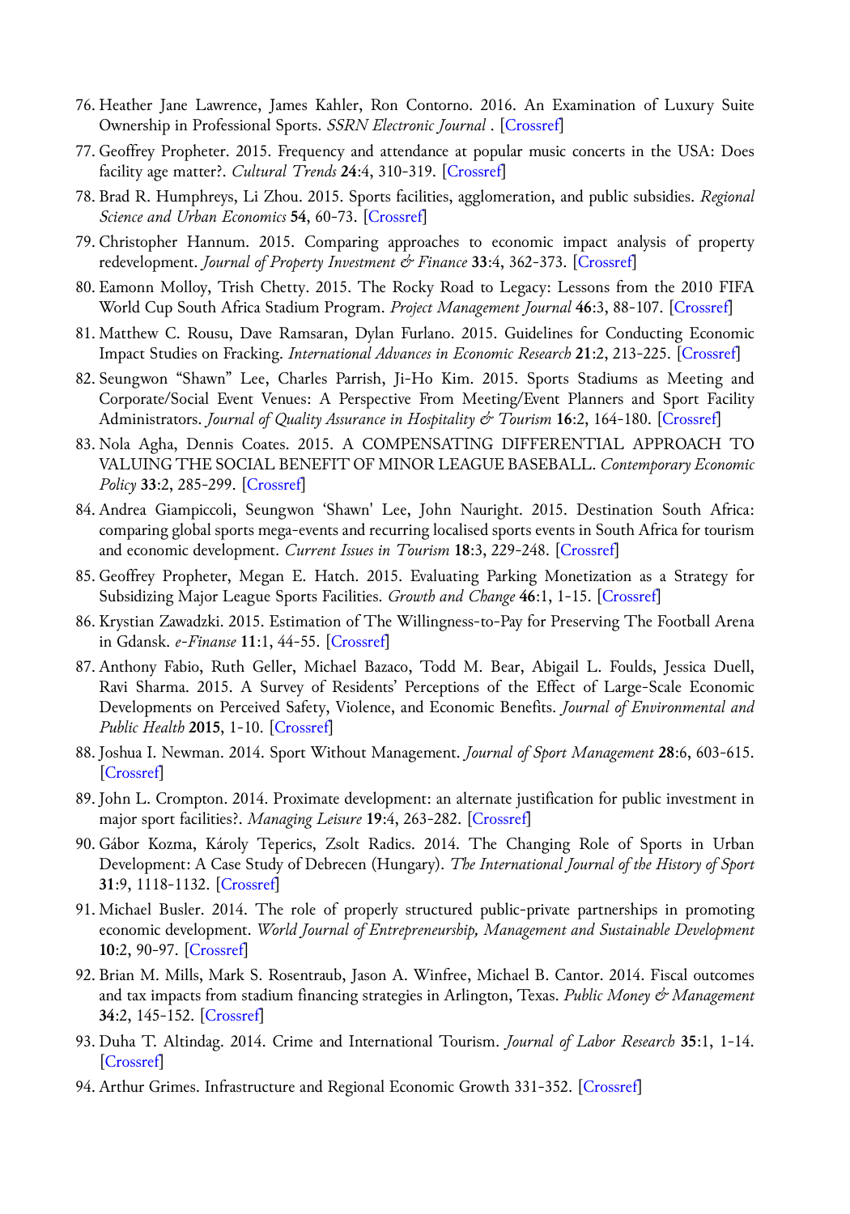76. Heather Jane Lawrence, James Kahler, Ron Contorno. 2016. An Examination of Luxury Suite Ownership in Professional Sports. *SSRN Electronic Journal* . [Crossref]
77. Geoffrey Propheter. 2015. Frequency and attendance at popular music concerts in the USA: Does facility age matter?. *Cultural Trends* **24**:4, 310-319. [Crossref]
78. Brad R. Humphreys, Li Zhou. 2015. Sports facilities, agglomeration, and public subsidies. *Regional Science and Urban Economics* **54**, 60-73. [Crossref]
79. Christopher Hannum. 2015. Comparing approaches to economic impact analysis of property redevelopment. *Journal of Property Investment & Finance* **33**:4, 362-373. [Crossref]
80. Eamonn Molloy, Trish Chetty. 2015. The Rocky Road to Legacy: Lessons from the 2010 FIFA World Cup South Africa Stadium Program. *Project Management Journal* **46**:3, 88-107. [Crossref]
81. Matthew C. Rousu, Dave Ramsaran, Dylan Furlano. 2015. Guidelines for Conducting Economic Impact Studies on Fracking. *International Advances in Economic Research* **21**:2, 213-225. [Crossref]
82. Seungwon "Shawn" Lee, Charles Parrish, Ji-Ho Kim. 2015. Sports Stadiums as Meeting and Corporate/Social Event Venues: A Perspective From Meeting/Event Planners and Sport Facility Administrators. *Journal of Quality Assurance in Hospitality & Tourism* **16**:2, 164-180. [Crossref]
83. Nola Agha, Dennis Coates. 2015. A COMPENSATING DIFFERENTIAL APPROACH TO VALUING THE SOCIAL BENEFIT OF MINOR LEAGUE BASEBALL. *Contemporary Economic Policy* **33**:2, 285-299. [Crossref]
84. Andrea Giampiccoli, Seungwon 'Shawn' Lee, John Nauright. 2015. Destination South Africa: comparing global sports mega-events and recurring localised sports events in South Africa for tourism and economic development. *Current Issues in Tourism* **18**:3, 229-248. [Crossref]
85. Geoffrey Propheter, Megan E. Hatch. 2015. Evaluating Parking Monetization as a Strategy for Subsidizing Major League Sports Facilities. *Growth and Change* **46**:1, 1-15. [Crossref]
86. Krystian Zawadzki. 2015. Estimation of The Willingness-to-Pay for Preserving The Football Arena in Gdansk. *e-Finanse* **11**:1, 44-55. [Crossref]
87. Anthony Fabio, Ruth Geller, Michael Bazaco, Todd M. Bear, Abigail L. Foulds, Jessica Duell, Ravi Sharma. 2015. A Survey of Residents' Perceptions of the Effect of Large-Scale Economic Developments on Perceived Safety, Violence, and Economic Benefits. *Journal of Environmental and Public Health* **2015**, 1-10. [Crossref]
88. Joshua I. Newman. 2014. Sport Without Management. *Journal of Sport Management* **28**:6, 603-615. [Crossref]
89. John L. Crompton. 2014. Proximate development: an alternate justification for public investment in major sport facilities?. *Managing Leisure* **19**:4, 263-282. [Crossref]
90. Gábor Kozma, Károly Teperics, Zsolt Radics. 2014. The Changing Role of Sports in Urban Development: A Case Study of Debrecen (Hungary). *The International Journal of the History of Sport* **31**:9, 1118-1132. [Crossref]
91. Michael Busler. 2014. The role of properly structured public-private partnerships in promoting economic development. *World Journal of Entrepreneurship, Management and Sustainable Development* **10**:2, 90-97. [Crossref]
92. Brian M. Mills, Mark S. Rosentraub, Jason A. Winfree, Michael B. Cantor. 2014. Fiscal outcomes and tax impacts from stadium financing strategies in Arlington, Texas. *Public Money & Management* **34**:2, 145-152. [Crossref]
93. Duha T. Altindag. 2014. Crime and International Tourism. *Journal of Labor Research* **35**:1, 1-14. [Crossref]
94. Arthur Grimes. Infrastructure and Regional Economic Growth 331-352. [Crossref]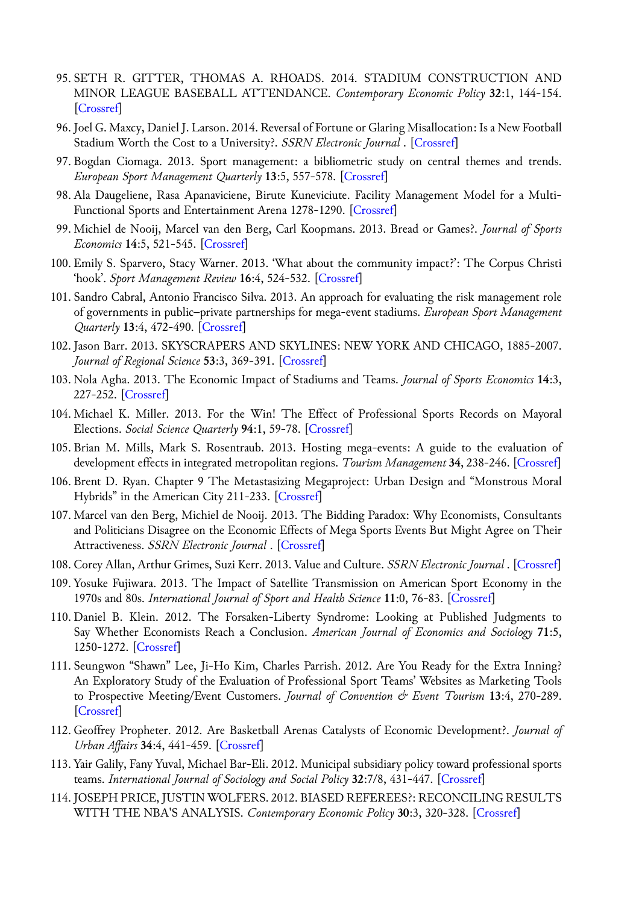95. SETH R. GITTER, THOMAS A. RHOADS. 2014. STADIUM CONSTRUCTION AND MINOR LEAGUE BASEBALL ATTENDANCE. *Contemporary Economic Policy* **32**:1, 144-154. [Crossref]
96. Joel G. Maxcy, Daniel J. Larson. 2014. Reversal of Fortune or Glaring Misallocation: Is a New Football Stadium Worth the Cost to a University?. *SSRN Electronic Journal* . [Crossref]
97. Bogdan Ciomaga. 2013. Sport management: a bibliometric study on central themes and trends. *European Sport Management Quarterly* **13**:5, 557-578. [Crossref]
98. Ala Daugeliene, Rasa Apanaviciene, Birute Kuneviciute. Facility Management Model for a Multi-Functional Sports and Entertainment Arena 1278-1290. [Crossref]
99. Michiel de Nooij, Marcel van den Berg, Carl Koopmans. 2013. Bread or Games?. *Journal of Sports Economics* **14**:5, 521-545. [Crossref]
100. Emily S. Sparvero, Stacy Warner. 2013. 'What about the community impact?': The Corpus Christi 'hook'. *Sport Management Review* **16**:4, 524-532. [Crossref]
101. Sandro Cabral, Antonio Francisco Silva. 2013. An approach for evaluating the risk management role of governments in public–private partnerships for mega-event stadiums. *European Sport Management Quarterly* **13**:4, 472-490. [Crossref]
102. Jason Barr. 2013. SKYSCRAPERS AND SKYLINES: NEW YORK AND CHICAGO, 1885-2007. *Journal of Regional Science* **53**:3, 369-391. [Crossref]
103. Nola Agha. 2013. The Economic Impact of Stadiums and Teams. *Journal of Sports Economics* **14**:3, 227-252. [Crossref]
104. Michael K. Miller. 2013. For the Win! The Effect of Professional Sports Records on Mayoral Elections. *Social Science Quarterly* **94**:1, 59-78. [Crossref]
105. Brian M. Mills, Mark S. Rosentraub. 2013. Hosting mega-events: A guide to the evaluation of development effects in integrated metropolitan regions. *Tourism Management* **34**, 238-246. [Crossref]
106. Brent D. Ryan. Chapter 9 The Metastasizing Megaproject: Urban Design and "Monstrous Moral Hybrids" in the American City 211-233. [Crossref]
107. Marcel van den Berg, Michiel de Nooij. 2013. The Bidding Paradox: Why Economists, Consultants and Politicians Disagree on the Economic Effects of Mega Sports Events But Might Agree on Their Attractiveness. *SSRN Electronic Journal* . [Crossref]
108. Corey Allan, Arthur Grimes, Suzi Kerr. 2013. Value and Culture. *SSRN Electronic Journal* . [Crossref]
109. Yosuke Fujiwara. 2013. The Impact of Satellite Transmission on American Sport Economy in the 1970s and 80s. *International Journal of Sport and Health Science* **11**:0, 76-83. [Crossref]
110. Daniel B. Klein. 2012. The Forsaken-Liberty Syndrome: Looking at Published Judgments to Say Whether Economists Reach a Conclusion. *American Journal of Economics and Sociology* **71**:5, 1250-1272. [Crossref]
111. Seungwon "Shawn" Lee, Ji-Ho Kim, Charles Parrish. 2012. Are You Ready for the Extra Inning? An Exploratory Study of the Evaluation of Professional Sport Teams' Websites as Marketing Tools to Prospective Meeting/Event Customers. *Journal of Convention & Event Tourism* **13**:4, 270-289. [Crossref]
112. Geoffrey Propheter. 2012. Are Basketball Arenas Catalysts of Economic Development?. *Journal of Urban Affairs* **34**:4, 441-459. [Crossref]
113. Yair Galily, Fany Yuval, Michael Bar-Eli. 2012. Municipal subsidiary policy toward professional sports teams. *International Journal of Sociology and Social Policy* **32**:7/8, 431-447. [Crossref]
114. JOSEPH PRICE, JUSTIN WOLFERS. 2012. BIASED REFEREES?: RECONCILING RESULTS WITH THE NBA'S ANALYSIS. *Contemporary Economic Policy* **30**:3, 320-328. [Crossref]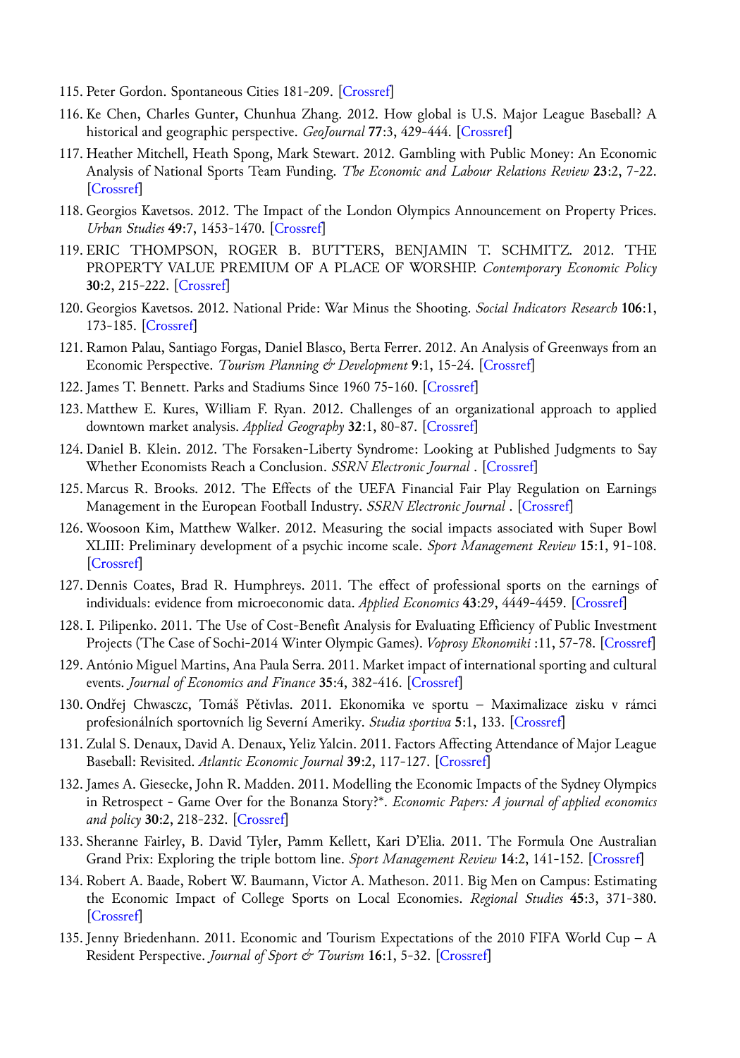115. Peter Gordon. Spontaneous Cities 181-209. [Crossref]
116. Ke Chen, Charles Gunter, Chunhua Zhang. 2012. How global is U.S. Major League Baseball? A historical and geographic perspective. *GeoJournal* **77**:3, 429-444. [Crossref]
117. Heather Mitchell, Heath Spong, Mark Stewart. 2012. Gambling with Public Money: An Economic Analysis of National Sports Team Funding. *The Economic and Labour Relations Review* **23**:2, 7-22. [Crossref]
118. Georgios Kavetsos. 2012. The Impact of the London Olympics Announcement on Property Prices. *Urban Studies* **49**:7, 1453-1470. [Crossref]
119. ERIC THOMPSON, ROGER B. BUTTERS, BENJAMIN T. SCHMITZ. 2012. THE PROPERTY VALUE PREMIUM OF A PLACE OF WORSHIP. *Contemporary Economic Policy* **30**:2, 215-222. [Crossref]
120. Georgios Kavetsos. 2012. National Pride: War Minus the Shooting. *Social Indicators Research* **106**:1, 173-185. [Crossref]
121. Ramon Palau, Santiago Forgas, Daniel Blasco, Berta Ferrer. 2012. An Analysis of Greenways from an Economic Perspective. *Tourism Planning & Development* **9**:1, 15-24. [Crossref]
122. James T. Bennett. Parks and Stadiums Since 1960 75-160. [Crossref]
123. Matthew E. Kures, William F. Ryan. 2012. Challenges of an organizational approach to applied downtown market analysis. *Applied Geography* **32**:1, 80-87. [Crossref]
124. Daniel B. Klein. 2012. The Forsaken-Liberty Syndrome: Looking at Published Judgments to Say Whether Economists Reach a Conclusion. *SSRN Electronic Journal* . [Crossref]
125. Marcus R. Brooks. 2012. The Effects of the UEFA Financial Fair Play Regulation on Earnings Management in the European Football Industry. *SSRN Electronic Journal* . [Crossref]
126. Woosoon Kim, Matthew Walker. 2012. Measuring the social impacts associated with Super Bowl XLIII: Preliminary development of a psychic income scale. *Sport Management Review* **15**:1, 91-108. [Crossref]
127. Dennis Coates, Brad R. Humphreys. 2011. The effect of professional sports on the earnings of individuals: evidence from microeconomic data. *Applied Economics* **43**:29, 4449-4459. [Crossref]
128. I. Pilipenko. 2011. The Use of Cost-Benefit Analysis for Evaluating Efficiency of Public Investment Projects (The Case of Sochi-2014 Winter Olympic Games). *Voprosy Ekonomiki* :11, 57-78. [Crossref]
129. António Miguel Martins, Ana Paula Serra. 2011. Market impact of international sporting and cultural events. *Journal of Economics and Finance* **35**:4, 382-416. [Crossref]
130. Ondřej Chwasczc, Tomáš Pětivlas. 2011. Ekonomika ve sportu – Maximalizace zisku v rámci profesionálních sportovních lig Severní Ameriky. *Studia sportiva* **5**:1, 133. [Crossref]
131. Zulal S. Denaux, David A. Denaux, Yeliz Yalcin. 2011. Factors Affecting Attendance of Major League Baseball: Revisited. *Atlantic Economic Journal* **39**:2, 117-127. [Crossref]
132. James A. Giesecke, John R. Madden. 2011. Modelling the Economic Impacts of the Sydney Olympics in Retrospect - Game Over for the Bonanza Story?*. *Economic Papers: A journal of applied economics and policy* **30**:2, 218-232. [Crossref]
133. Sheranne Fairley, B. David Tyler, Pamm Kellett, Kari D'Elia. 2011. The Formula One Australian Grand Prix: Exploring the triple bottom line. *Sport Management Review* **14**:2, 141-152. [Crossref]
134. Robert A. Baade, Robert W. Baumann, Victor A. Matheson. 2011. Big Men on Campus: Estimating the Economic Impact of College Sports on Local Economies. *Regional Studies* **45**:3, 371-380. [Crossref]
135. Jenny Briedenhann. 2011. Economic and Tourism Expectations of the 2010 FIFA World Cup – A Resident Perspective. *Journal of Sport & Tourism* **16**:1, 5-32. [Crossref]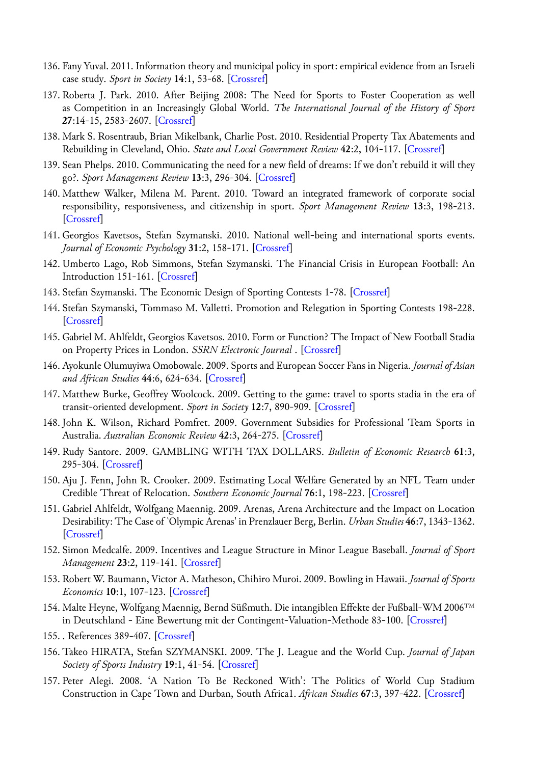136. Fany Yuval. 2011. Information theory and municipal policy in sport: empirical evidence from an Israeli case study. *Sport in Society* **14**:1, 53-68. [Crossref]
137. Roberta J. Park. 2010. After Beijing 2008: The Need for Sports to Foster Cooperation as well as Competition in an Increasingly Global World. *The International Journal of the History of Sport* **27**:14-15, 2583-2607. [Crossref]
138. Mark S. Rosentraub, Brian Mikelbank, Charlie Post. 2010. Residential Property Tax Abatements and Rebuilding in Cleveland, Ohio. *State and Local Government Review* **42**:2, 104-117. [Crossref]
139. Sean Phelps. 2010. Communicating the need for a new field of dreams: If we don't rebuild it will they go?. *Sport Management Review* **13**:3, 296-304. [Crossref]
140. Matthew Walker, Milena M. Parent. 2010. Toward an integrated framework of corporate social responsibility, responsiveness, and citizenship in sport. *Sport Management Review* **13**:3, 198-213. [Crossref]
141. Georgios Kavetsos, Stefan Szymanski. 2010. National well-being and international sports events. *Journal of Economic Psychology* **31**:2, 158-171. [Crossref]
142. Umberto Lago, Rob Simmons, Stefan Szymanski. The Financial Crisis in European Football: An Introduction 151-161. [Crossref]
143. Stefan Szymanski. The Economic Design of Sporting Contests 1-78. [Crossref]
144. Stefan Szymanski, Tommaso M. Valletti. Promotion and Relegation in Sporting Contests 198-228. [Crossref]
145. Gabriel M. Ahlfeldt, Georgios Kavetsos. 2010. Form or Function? The Impact of New Football Stadia on Property Prices in London. *SSRN Electronic Journal* . [Crossref]
146. Ayokunle Olumuyiwa Omobowale. 2009. Sports and European Soccer Fans in Nigeria. *Journal of Asian and African Studies* **44**:6, 624-634. [Crossref]
147. Matthew Burke, Geoffrey Woolcock. 2009. Getting to the game: travel to sports stadia in the era of transit-oriented development. *Sport in Society* **12**:7, 890-909. [Crossref]
148. John K. Wilson, Richard Pomfret. 2009. Government Subsidies for Professional Team Sports in Australia. *Australian Economic Review* **42**:3, 264-275. [Crossref]
149. Rudy Santore. 2009. GAMBLING WITH TAX DOLLARS. *Bulletin of Economic Research* **61**:3, 295-304. [Crossref]
150. Aju J. Fenn, John R. Crooker. 2009. Estimating Local Welfare Generated by an NFL Team under Credible Threat of Relocation. *Southern Economic Journal* **76**:1, 198-223. [Crossref]
151. Gabriel Ahlfeldt, Wolfgang Maennig. 2009. Arenas, Arena Architecture and the Impact on Location Desirability: The Case of `Olympic Arenas' in Prenzlauer Berg, Berlin. *Urban Studies* **46**:7, 1343-1362. [Crossref]
152. Simon Medcalfe. 2009. Incentives and League Structure in Minor League Baseball. *Journal of Sport Management* **23**:2, 119-141. [Crossref]
153. Robert W. Baumann, Victor A. Matheson, Chihiro Muroi. 2009. Bowling in Hawaii. *Journal of Sports Economics* **10**:1, 107-123. [Crossref]
154. Malte Heyne, Wolfgang Maennig, Bernd Süßmuth. Die intangiblen Effekte der Fußball-WM 2006™ in Deutschland - Eine Bewertung mit der Contingent-Valuation-Methode 83-100. [Crossref]
155. . References 389-407. [Crossref]
156. Takeo HIRATA, Stefan SZYMANSKI. 2009. The J. League and the World Cup. *Journal of Japan Society of Sports Industry* **19**:1, 41-54. [Crossref]
157. Peter Alegi. 2008. 'A Nation To Be Reckoned With': The Politics of World Cup Stadium Construction in Cape Town and Durban, South Africa1. *African Studies* **67**:3, 397-422. [Crossref]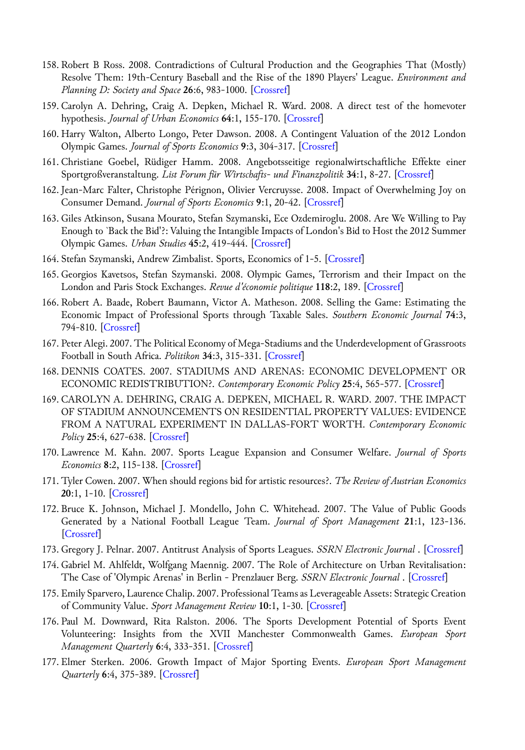158. Robert B Ross. 2008. Contradictions of Cultural Production and the Geographies That (Mostly) Resolve Them: 19th-Century Baseball and the Rise of the 1890 Players' League. *Environment and Planning D: Society and Space* **26**:6, 983-1000. [Crossref]

159. Carolyn A. Dehring, Craig A. Depken, Michael R. Ward. 2008. A direct test of the homevoter hypothesis. *Journal of Urban Economics* **64**:1, 155-170. [Crossref]

160. Harry Walton, Alberto Longo, Peter Dawson. 2008. A Contingent Valuation of the 2012 London Olympic Games. *Journal of Sports Economics* **9**:3, 304-317. [Crossref]

161. Christiane Goebel, Rüdiger Hamm. 2008. Angebotsseitige regionalwirtschaftliche Effekte einer Sportgroßveranstaltung. *List Forum für Wirtschafts- und Finanzpolitik* **34**:1, 8-27. [Crossref]

162. Jean-Marc Falter, Christophe Pérignon, Olivier Vercruysse. 2008. Impact of Overwhelming Joy on Consumer Demand. *Journal of Sports Economics* **9**:1, 20-42. [Crossref]

163. Giles Atkinson, Susana Mourato, Stefan Szymanski, Ece Ozdemiroglu. 2008. Are We Willing to Pay Enough to `Back the Bid'?: Valuing the Intangible Impacts of London's Bid to Host the 2012 Summer Olympic Games. *Urban Studies* **45**:2, 419-444. [Crossref]

164. Stefan Szymanski, Andrew Zimbalist. Sports, Economics of 1-5. [Crossref]

165. Georgios Kavetsos, Stefan Szymanski. 2008. Olympic Games, Terrorism and their Impact on the London and Paris Stock Exchanges. *Revue d'économie politique* **118**:2, 189. [Crossref]

166. Robert A. Baade, Robert Baumann, Victor A. Matheson. 2008. Selling the Game: Estimating the Economic Impact of Professional Sports through Taxable Sales. *Southern Economic Journal* **74**:3, 794-810. [Crossref]

167. Peter Alegi. 2007. The Political Economy of Mega-Stadiums and the Underdevelopment of Grassroots Football in South Africa. *Politikon* **34**:3, 315-331. [Crossref]

168. DENNIS COATES. 2007. STADIUMS AND ARENAS: ECONOMIC DEVELOPMENT OR ECONOMIC REDISTRIBUTION?. *Contemporary Economic Policy* **25**:4, 565-577. [Crossref]

169. CAROLYN A. DEHRING, CRAIG A. DEPKEN, MICHAEL R. WARD. 2007. THE IMPACT OF STADIUM ANNOUNCEMENTS ON RESIDENTIAL PROPERTY VALUES: EVIDENCE FROM A NATURAL EXPERIMENT IN DALLAS-FORT WORTH. *Contemporary Economic Policy* **25**:4, 627-638. [Crossref]

170. Lawrence M. Kahn. 2007. Sports League Expansion and Consumer Welfare. *Journal of Sports Economics* **8**:2, 115-138. [Crossref]

171. Tyler Cowen. 2007. When should regions bid for artistic resources?. *The Review of Austrian Economics* **20**:1, 1-10. [Crossref]

172. Bruce K. Johnson, Michael J. Mondello, John C. Whitehead. 2007. The Value of Public Goods Generated by a National Football League Team. *Journal of Sport Management* **21**:1, 123-136. [Crossref]

173. Gregory J. Pelnar. 2007. Antitrust Analysis of Sports Leagues. *SSRN Electronic Journal* . [Crossref]

174. Gabriel M. Ahlfeldt, Wolfgang Maennig. 2007. The Role of Architecture on Urban Revitalisation: The Case of 'Olympic Arenas' in Berlin - Prenzlauer Berg. *SSRN Electronic Journal* . [Crossref]

175. Emily Sparvero, Laurence Chalip. 2007. Professional Teams as Leverageable Assets: Strategic Creation of Community Value. *Sport Management Review* **10**:1, 1-30. [Crossref]

176. Paul M. Downward, Rita Ralston. 2006. The Sports Development Potential of Sports Event Volunteering: Insights from the XVII Manchester Commonwealth Games. *European Sport Management Quarterly* **6**:4, 333-351. [Crossref]

177. Elmer Sterken. 2006. Growth Impact of Major Sporting Events. *European Sport Management Quarterly* **6**:4, 375-389. [Crossref]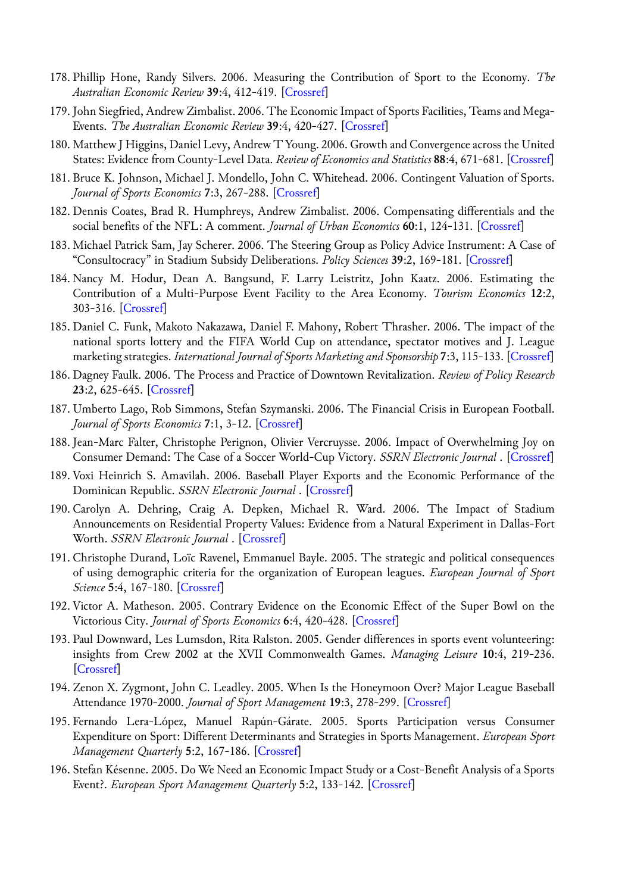178. Phillip Hone, Randy Silvers. 2006. Measuring the Contribution of Sport to the Economy. *The Australian Economic Review* **39**:4, 412-419. [Crossref]
179. John Siegfried, Andrew Zimbalist. 2006. The Economic Impact of Sports Facilities, Teams and Mega-Events. *The Australian Economic Review* **39**:4, 420-427. [Crossref]
180. Matthew J Higgins, Daniel Levy, Andrew T Young. 2006. Growth and Convergence across the United States: Evidence from County-Level Data. *Review of Economics and Statistics* **88**:4, 671-681. [Crossref]
181. Bruce K. Johnson, Michael J. Mondello, John C. Whitehead. 2006. Contingent Valuation of Sports. *Journal of Sports Economics* **7**:3, 267-288. [Crossref]
182. Dennis Coates, Brad R. Humphreys, Andrew Zimbalist. 2006. Compensating differentials and the social benefits of the NFL: A comment. *Journal of Urban Economics* **60**:1, 124-131. [Crossref]
183. Michael Patrick Sam, Jay Scherer. 2006. The Steering Group as Policy Advice Instrument: A Case of "Consultocracy" in Stadium Subsidy Deliberations. *Policy Sciences* **39**:2, 169-181. [Crossref]
184. Nancy M. Hodur, Dean A. Bangsund, F. Larry Leistritz, John Kaatz. 2006. Estimating the Contribution of a Multi-Purpose Event Facility to the Area Economy. *Tourism Economics* **12**:2, 303-316. [Crossref]
185. Daniel C. Funk, Makoto Nakazawa, Daniel F. Mahony, Robert Thrasher. 2006. The impact of the national sports lottery and the FIFA World Cup on attendance, spectator motives and J. League marketing strategies. *International Journal of Sports Marketing and Sponsorship* **7**:3, 115-133. [Crossref]
186. Dagney Faulk. 2006. The Process and Practice of Downtown Revitalization. *Review of Policy Research* **23**:2, 625-645. [Crossref]
187. Umberto Lago, Rob Simmons, Stefan Szymanski. 2006. The Financial Crisis in European Football. *Journal of Sports Economics* **7**:1, 3-12. [Crossref]
188. Jean-Marc Falter, Christophe Perignon, Olivier Vercruysse. 2006. Impact of Overwhelming Joy on Consumer Demand: The Case of a Soccer World-Cup Victory. *SSRN Electronic Journal* . [Crossref]
189. Voxi Heinrich S. Amavilah. 2006. Baseball Player Exports and the Economic Performance of the Dominican Republic. *SSRN Electronic Journal* . [Crossref]
190. Carolyn A. Dehring, Craig A. Depken, Michael R. Ward. 2006. The Impact of Stadium Announcements on Residential Property Values: Evidence from a Natural Experiment in Dallas-Fort Worth. *SSRN Electronic Journal* . [Crossref]
191. Christophe Durand, Loïc Ravenel, Emmanuel Bayle. 2005. The strategic and political consequences of using demographic criteria for the organization of European leagues. *European Journal of Sport Science* **5**:4, 167-180. [Crossref]
192. Victor A. Matheson. 2005. Contrary Evidence on the Economic Effect of the Super Bowl on the Victorious City. *Journal of Sports Economics* **6**:4, 420-428. [Crossref]
193. Paul Downward, Les Lumsdon, Rita Ralston. 2005. Gender differences in sports event volunteering: insights from Crew 2002 at the XVII Commonwealth Games. *Managing Leisure* **10**:4, 219-236. [Crossref]
194. Zenon X. Zygmont, John C. Leadley. 2005. When Is the Honeymoon Over? Major League Baseball Attendance 1970-2000. *Journal of Sport Management* **19**:3, 278-299. [Crossref]
195. Fernando Lera-López, Manuel Rapún-Gárate. 2005. Sports Participation versus Consumer Expenditure on Sport: Different Determinants and Strategies in Sports Management. *European Sport Management Quarterly* **5**:2, 167-186. [Crossref]
196. Stefan Késenne. 2005. Do We Need an Economic Impact Study or a Cost-Benefit Analysis of a Sports Event?. *European Sport Management Quarterly* **5**:2, 133-142. [Crossref]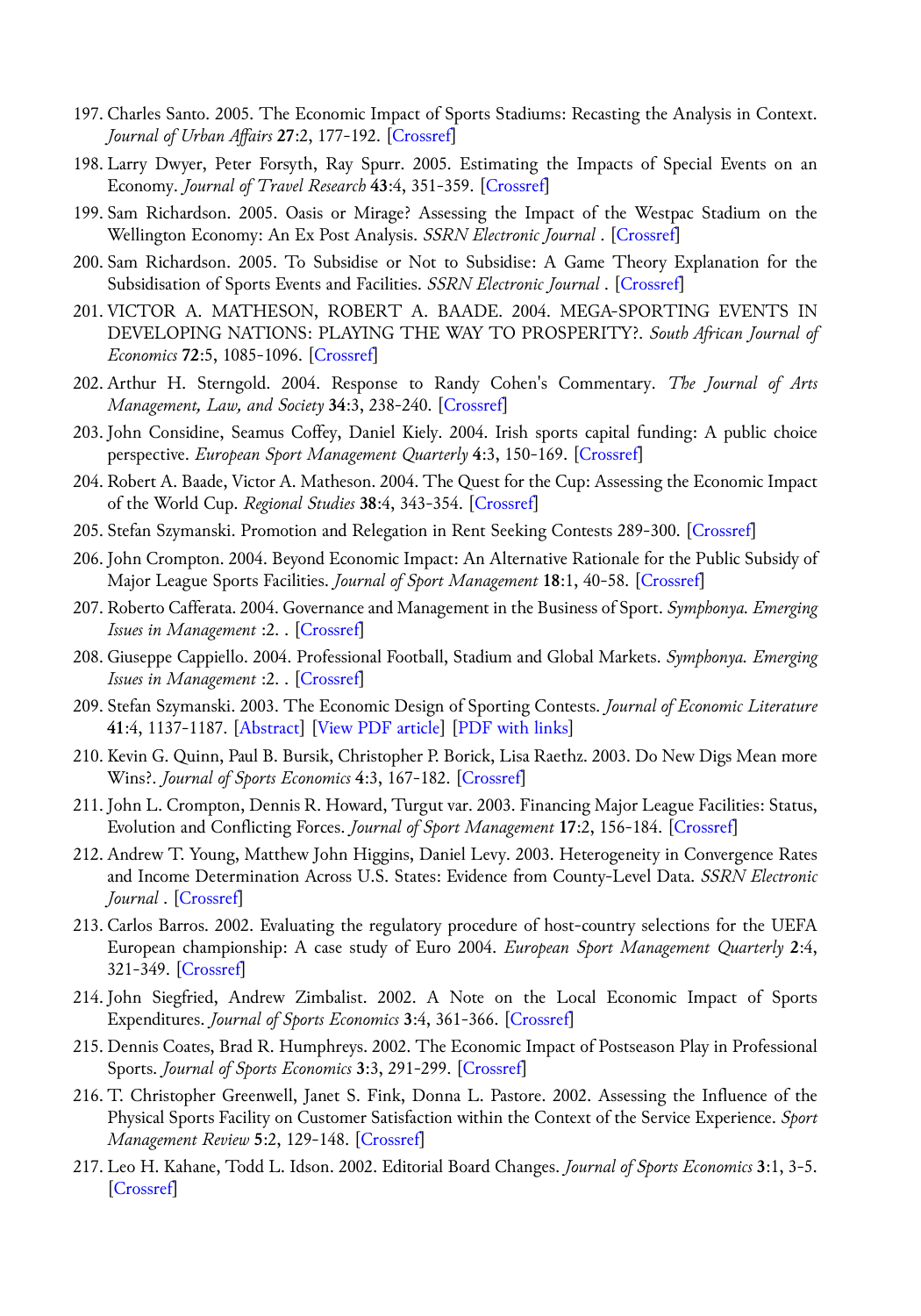197. Charles Santo. 2005. The Economic Impact of Sports Stadiums: Recasting the Analysis in Context. *Journal of Urban Affairs* **27**:2, 177-192. [Crossref]
198. Larry Dwyer, Peter Forsyth, Ray Spurr. 2005. Estimating the Impacts of Special Events on an Economy. *Journal of Travel Research* **43**:4, 351-359. [Crossref]
199. Sam Richardson. 2005. Oasis or Mirage? Assessing the Impact of the Westpac Stadium on the Wellington Economy: An Ex Post Analysis. *SSRN Electronic Journal* . [Crossref]
200. Sam Richardson. 2005. To Subsidise or Not to Subsidise: A Game Theory Explanation for the Subsidisation of Sports Events and Facilities. *SSRN Electronic Journal* . [Crossref]
201. VICTOR A. MATHESON, ROBERT A. BAADE. 2004. MEGA-SPORTING EVENTS IN DEVELOPING NATIONS: PLAYING THE WAY TO PROSPERITY?. *South African Journal of Economics* **72**:5, 1085-1096. [Crossref]
202. Arthur H. Sterngold. 2004. Response to Randy Cohen's Commentary. *The Journal of Arts Management, Law, and Society* **34**:3, 238-240. [Crossref]
203. John Considine, Seamus Coffey, Daniel Kiely. 2004. Irish sports capital funding: A public choice perspective. *European Sport Management Quarterly* **4**:3, 150-169. [Crossref]
204. Robert A. Baade, Victor A. Matheson. 2004. The Quest for the Cup: Assessing the Economic Impact of the World Cup. *Regional Studies* **38**:4, 343-354. [Crossref]
205. Stefan Szymanski. Promotion and Relegation in Rent Seeking Contests 289-300. [Crossref]
206. John Crompton. 2004. Beyond Economic Impact: An Alternative Rationale for the Public Subsidy of Major League Sports Facilities. *Journal of Sport Management* **18**:1, 40-58. [Crossref]
207. Roberto Cafferata. 2004. Governance and Management in the Business of Sport. *Symphonya. Emerging Issues in Management* :2. . [Crossref]
208. Giuseppe Cappiello. 2004. Professional Football, Stadium and Global Markets. *Symphonya. Emerging Issues in Management* :2. . [Crossref]
209. Stefan Szymanski. 2003. The Economic Design of Sporting Contests. *Journal of Economic Literature* **41**:4, 1137-1187. [Abstract] [View PDF article] [PDF with links]
210. Kevin G. Quinn, Paul B. Bursik, Christopher P. Borick, Lisa Raethz. 2003. Do New Digs Mean more Wins?. *Journal of Sports Economics* **4**:3, 167-182. [Crossref]
211. John L. Crompton, Dennis R. Howard, Turgut var. 2003. Financing Major League Facilities: Status, Evolution and Conflicting Forces. *Journal of Sport Management* **17**:2, 156-184. [Crossref]
212. Andrew T. Young, Matthew John Higgins, Daniel Levy. 2003. Heterogeneity in Convergence Rates and Income Determination Across U.S. States: Evidence from County-Level Data. *SSRN Electronic Journal* . [Crossref]
213. Carlos Barros. 2002. Evaluating the regulatory procedure of host-country selections for the UEFA European championship: A case study of Euro 2004. *European Sport Management Quarterly* **2**:4, 321-349. [Crossref]
214. John Siegfried, Andrew Zimbalist. 2002. A Note on the Local Economic Impact of Sports Expenditures. *Journal of Sports Economics* **3**:4, 361-366. [Crossref]
215. Dennis Coates, Brad R. Humphreys. 2002. The Economic Impact of Postseason Play in Professional Sports. *Journal of Sports Economics* **3**:3, 291-299. [Crossref]
216. T. Christopher Greenwell, Janet S. Fink, Donna L. Pastore. 2002. Assessing the Influence of the Physical Sports Facility on Customer Satisfaction within the Context of the Service Experience. *Sport Management Review* **5**:2, 129-148. [Crossref]
217. Leo H. Kahane, Todd L. Idson. 2002. Editorial Board Changes. *Journal of Sports Economics* **3**:1, 3-5. [Crossref]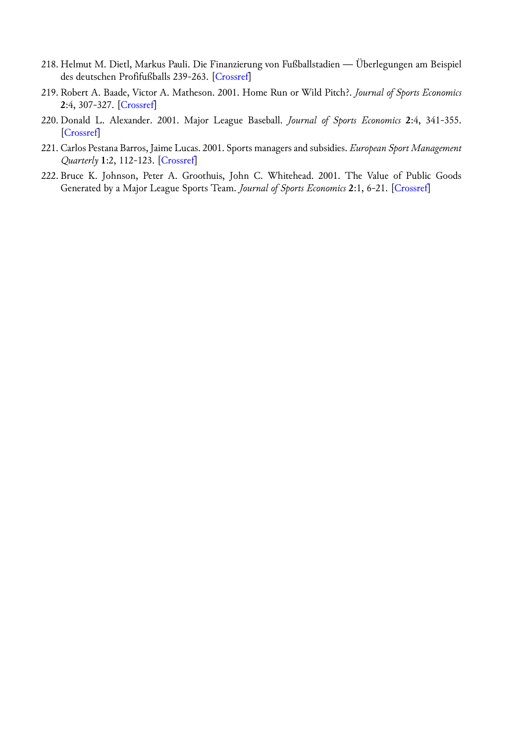218. Helmut M. Dietl, Markus Pauli. Die Finanzierung von Fußballstadien — Überlegungen am Beispiel des deutschen Profifußballs 239-263. [Crossref]
219. Robert A. Baade, Victor A. Matheson. 2001. Home Run or Wild Pitch?. *Journal of Sports Economics* **2**:4, 307-327. [Crossref]
220. Donald L. Alexander. 2001. Major League Baseball. *Journal of Sports Economics* **2**:4, 341-355. [Crossref]
221. Carlos Pestana Barros, Jaime Lucas. 2001. Sports managers and subsidies. *European Sport Management Quarterly* **1**:2, 112-123. [Crossref]
222. Bruce K. Johnson, Peter A. Groothuis, John C. Whitehead. 2001. The Value of Public Goods Generated by a Major League Sports Team. *Journal of Sports Economics* **2**:1, 6-21. [Crossref]